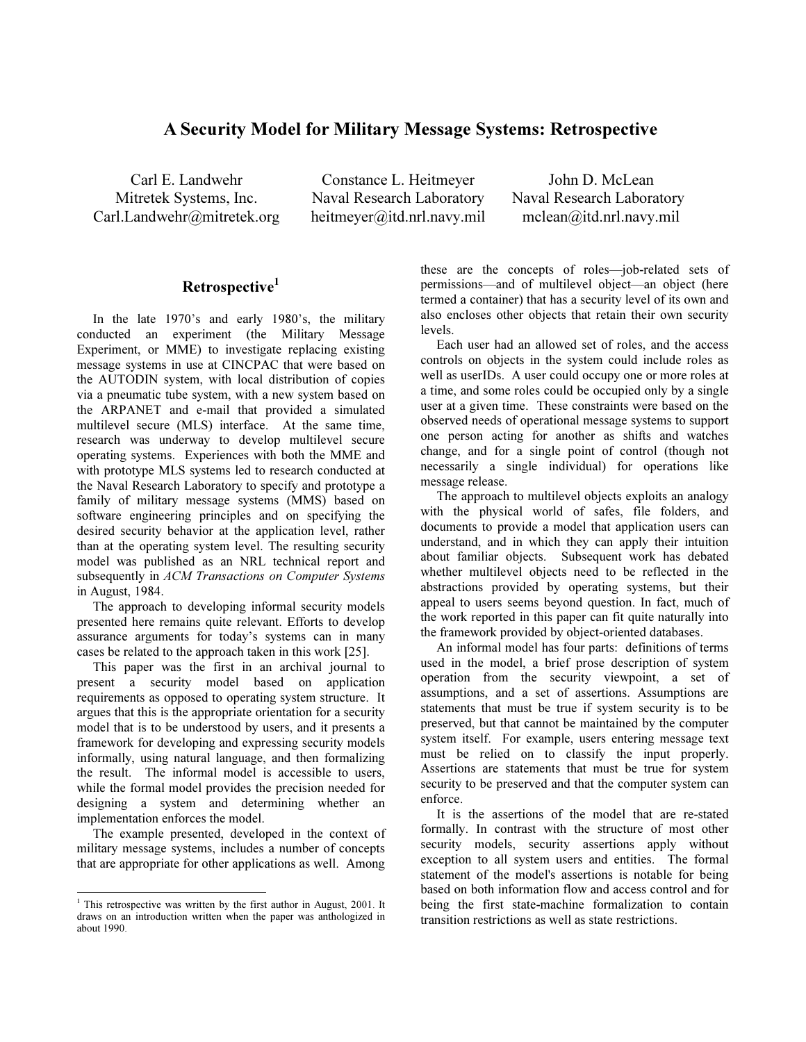# A Security Model for Military Message Systems: Retrospective

Carl E. Landwehr
Mitretek Systems, Inc.
Carl.Landwehr@mitretek.org

Constance L. Heitmeyer
Naval Research Laboratory
heitmeyer@itd.nrl.navy.mil

John D. McLean
Naval Research Laboratory
mclean@itd.nrl.navy.mil

## Retrospective[1]

In the late 1970's and early 1980's, the military conducted an experiment (the Military Message Experiment, or MME) to investigate replacing existing message systems in use at CINCPAC that were based on the AUTODIN system, with local distribution of copies via a pneumatic tube system, with a new system based on the ARPANET and e-mail that provided a simulated multilevel secure (MLS) interface. At the same time, research was underway to develop multilevel secure operating systems. Experiences with both the MME and with prototype MLS systems led to research conducted at the Naval Research Laboratory to specify and prototype a family of military message systems (MMS) based on software engineering principles and on specifying the desired security behavior at the application level, rather than at the operating system level. The resulting security model was published as an NRL technical report and subsequently in *ACM Transactions on Computer Systems* in August, 1984.

The approach to developing informal security models presented here remains quite relevant. Efforts to develop assurance arguments for today's systems can in many cases be related to the approach taken in this work [25].

This paper was the first in an archival journal to present a security model based on application requirements as opposed to operating system structure. It argues that this is the appropriate orientation for a security model that is to be understood by users, and it presents a framework for developing and expressing security models informally, using natural language, and then formalizing the result. The informal model is accessible to users, while the formal model provides the precision needed for designing a system and determining whether an implementation enforces the model.

The example presented, developed in the context of military message systems, includes a number of concepts that are appropriate for other applications as well. Among these are the concepts of roles—job-related sets of permissions—and of multilevel object—an object (here termed a container) that has a security level of its own and also encloses other objects that retain their own security levels.

Each user had an allowed set of roles, and the access controls on objects in the system could include roles as well as userIDs. A user could occupy one or more roles at a time, and some roles could be occupied only by a single user at a given time. These constraints were based on the observed needs of operational message systems to support one person acting for another as shifts and watches change, and for a single point of control (though not necessarily a single individual) for operations like message release.

The approach to multilevel objects exploits an analogy with the physical world of safes, file folders, and documents to provide a model that application users can understand, and in which they can apply their intuition about familiar objects. Subsequent work has debated whether multilevel objects need to be reflected in the abstractions provided by operating systems, but their appeal to users seems beyond question. In fact, much of the work reported in this paper can fit quite naturally into the framework provided by object-oriented databases.

An informal model has four parts: definitions of terms used in the model, a brief prose description of system operation from the security viewpoint, a set of assumptions, and a set of assertions. Assumptions are statements that must be true if system security is to be preserved, but that cannot be maintained by the computer system itself. For example, users entering message text must be relied on to classify the input properly. Assertions are statements that must be true for system security to be preserved and that the computer system can enforce.

It is the assertions of the model that are re-stated formally. In contrast with the structure of most other security models, security assertions apply without exception to all system users and entities. The formal statement of the model's assertions is notable for being based on both information flow and access control and for being the first state-machine formalization to contain transition restrictions as well as state restrictions.

[1] This retrospective was written by the first author in August, 2001. It draws on an introduction written when the paper was anthologized in about 1990.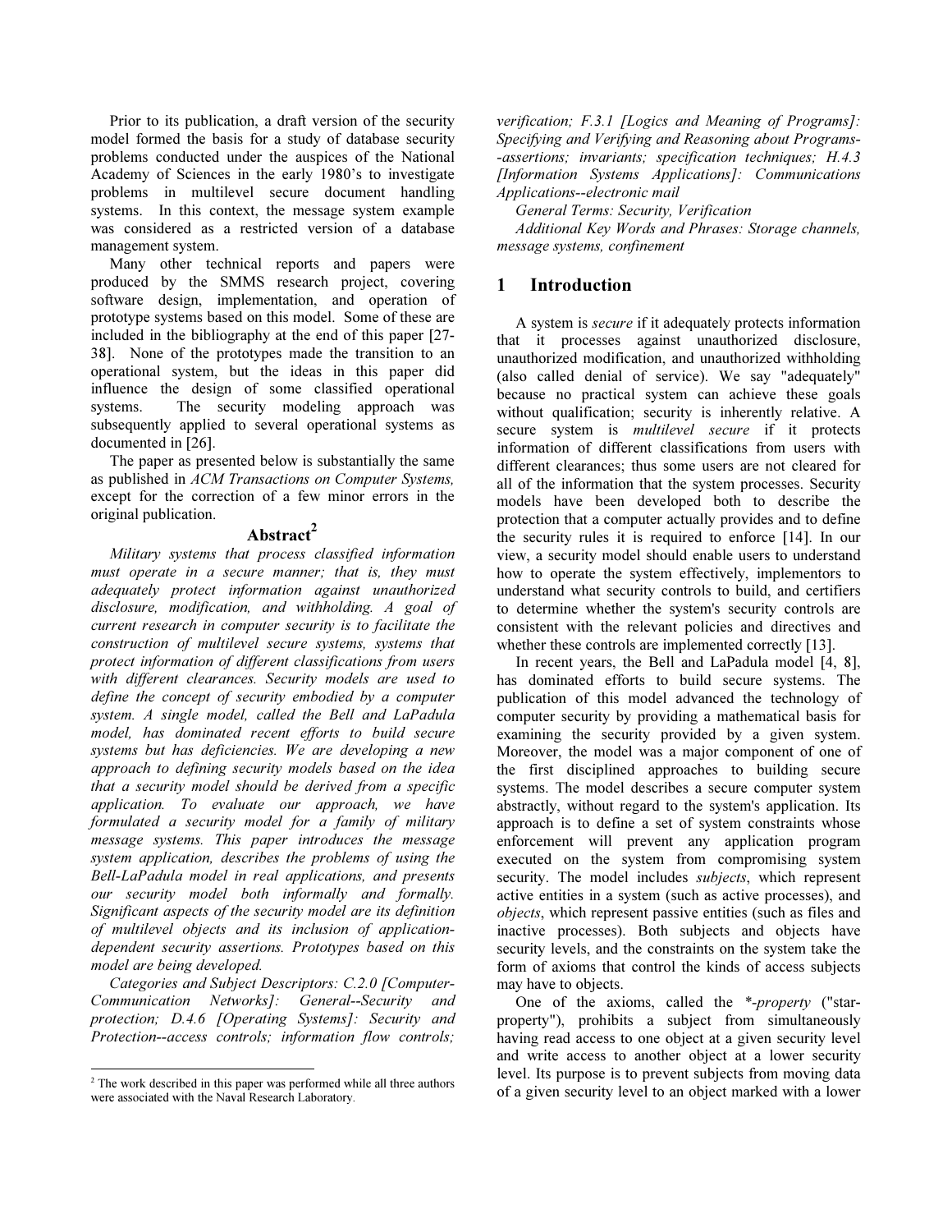Prior to its publication, a draft version of the security model formed the basis for a study of database security problems conducted under the auspices of the National Academy of Sciences in the early 1980's to investigate problems in multilevel secure document handling systems. In this context, the message system example was considered as a restricted version of a database management system.

Many other technical reports and papers were produced by the SMMS research project, covering software design, implementation, and operation of prototype systems based on this model. Some of these are included in the bibliography at the end of this paper [27-38]. None of the prototypes made the transition to an operational system, but the ideas in this paper did influence the design of some classified operational systems. The security modeling approach was subsequently applied to several operational systems as documented in [26].

The paper as presented below is substantially the same as published in *ACM Transactions on Computer Systems,* except for the correction of a few minor errors in the original publication.

## Abstract[2]

*Military systems that process classified information must operate in a secure manner; that is, they must adequately protect information against unauthorized disclosure, modification, and withholding. A goal of current research in computer security is to facilitate the construction of multilevel secure systems, systems that protect information of different classifications from users with different clearances. Security models are used to define the concept of security embodied by a computer system. A single model, called the Bell and LaPadula model, has dominated recent efforts to build secure systems but has deficiencies. We are developing a new approach to defining security models based on the idea that a security model should be derived from a specific application. To evaluate our approach, we have formulated a security model for a family of military message systems. This paper introduces the message system application, describes the problems of using the Bell-LaPadula model in real applications, and presents our security model both informally and formally. Significant aspects of the security model are its definition of multilevel objects and its inclusion of application-dependent security assertions. Prototypes based on this model are being developed.*

*Categories and Subject Descriptors: C.2.0 [Computer-Communication Networks]: General--Security and protection; D.4.6 [Operating Systems]: Security and Protection--access controls; information flow controls; verification; F.3.1 [Logics and Meaning of Programs]: Specifying and Verifying and Reasoning about Programs--assertions; invariants; specification techniques; H.4.3 [Information Systems Applications]: Communications Applications--electronic mail*

*General Terms: Security, Verification*

*Additional Key Words and Phrases: Storage channels, message systems, confinement*

[2] The work described in this paper was performed while all three authors were associated with the Naval Research Laboratory.

## 1 Introduction

A system is *secure* if it adequately protects information that it processes against unauthorized disclosure, unauthorized modification, and unauthorized withholding (also called denial of service). We say "adequately" because no practical system can achieve these goals without qualification; security is inherently relative. A secure system is *multilevel secure* if it protects information of different classifications from users with different clearances; thus some users are not cleared for all of the information that the system processes. Security models have been developed both to describe the protection that a computer actually provides and to define the security rules it is required to enforce [14]. In our view, a security model should enable users to understand how to operate the system effectively, implementors to understand what security controls to build, and certifiers to determine whether the system's security controls are consistent with the relevant policies and directives and whether these controls are implemented correctly [13].

In recent years, the Bell and LaPadula model [4, 8], has dominated efforts to build secure systems. The publication of this model advanced the technology of computer security by providing a mathematical basis for examining the security provided by a given system. Moreover, the model was a major component of one of the first disciplined approaches to building secure systems. The model describes a secure computer system abstractly, without regard to the system's application. Its approach is to define a set of system constraints whose enforcement will prevent any application program executed on the system from compromising system security. The model includes *subjects*, which represent active entities in a system (such as active processes), and *objects*, which represent passive entities (such as files and inactive processes). Both subjects and objects have security levels, and the constraints on the system take the form of axioms that control the kinds of access subjects may have to objects.

One of the axioms, called the **-property* ("star-property"), prohibits a subject from simultaneously having read access to one object at a given security level and write access to another object at a lower security level. Its purpose is to prevent subjects from moving data of a given security level to an object marked with a lower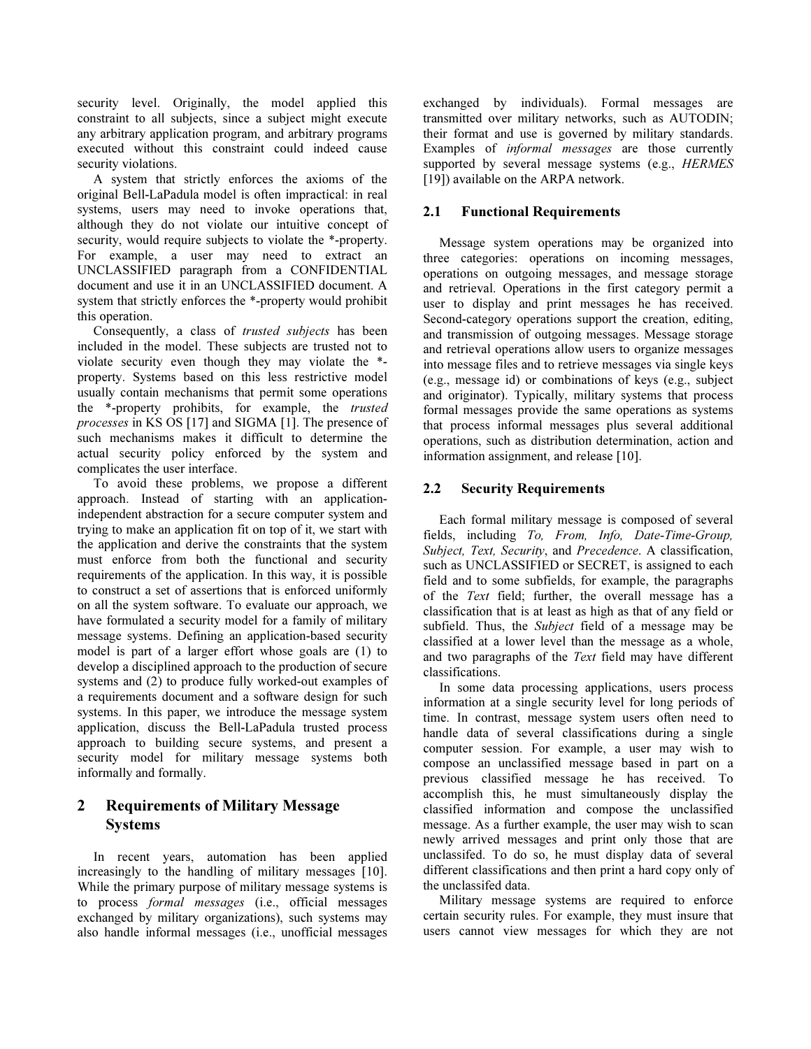security level. Originally, the model applied this constraint to all subjects, since a subject might execute any arbitrary application program, and arbitrary programs executed without this constraint could indeed cause security violations.

A system that strictly enforces the axioms of the original Bell-LaPadula model is often impractical: in real systems, users may need to invoke operations that, although they do not violate our intuitive concept of security, would require subjects to violate the *-property. For example, a user may need to extract an UNCLASSIFIED paragraph from a CONFIDENTIAL document and use it in an UNCLASSIFIED document. A system that strictly enforces the *-property would prohibit this operation.

Consequently, a class of *trusted subjects* has been included in the model. These subjects are trusted not to violate security even though they may violate the *-property. Systems based on this less restrictive model usually contain mechanisms that permit some operations the *-property prohibits, for example, the *trusted processes* in KS OS [17] and SIGMA [1]. The presence of such mechanisms makes it difficult to determine the actual security policy enforced by the system and complicates the user interface.

To avoid these problems, we propose a different approach. Instead of starting with an application-independent abstraction for a secure computer system and trying to make an application fit on top of it, we start with the application and derive the constraints that the system must enforce from both the functional and security requirements of the application. In this way, it is possible to construct a set of assertions that is enforced uniformly on all the system software. To evaluate our approach, we have formulated a security model for a family of military message systems. Defining an application-based security model is part of a larger effort whose goals are (1) to develop a disciplined approach to the production of secure systems and (2) to produce fully worked-out examples of a requirements document and a software design for such systems. In this paper, we introduce the message system application, discuss the Bell-LaPadula trusted process approach to building secure systems, and present a security model for military message systems both informally and formally.

## 2 Requirements of Military Message Systems

In recent years, automation has been applied increasingly to the handling of military messages [10]. While the primary purpose of military message systems is to process *formal messages* (i.e., official messages exchanged by military organizations), such systems may also handle informal messages (i.e., unofficial messages exchanged by individuals). Formal messages are transmitted over military networks, such as AUTODIN; their format and use is governed by military standards. Examples of *informal messages* are those currently supported by several message systems (e.g., *HERMES* [19]) available on the ARPA network.

### 2.1 Functional Requirements

Message system operations may be organized into three categories: operations on incoming messages, operations on outgoing messages, and message storage and retrieval. Operations in the first category permit a user to display and print messages he has received. Second-category operations support the creation, editing, and transmission of outgoing messages. Message storage and retrieval operations allow users to organize messages into message files and to retrieve messages via single keys (e.g., message id) or combinations of keys (e.g., subject and originator). Typically, military systems that process formal messages provide the same operations as systems that process informal messages plus several additional operations, such as distribution determination, action and information assignment, and release [10].

### 2.2 Security Requirements

Each formal military message is composed of several fields, including *To, From, Info, Date-Time-Group, Subject, Text, Security*, and *Precedence*. A classification, such as UNCLASSIFIED or SECRET, is assigned to each field and to some subfields, for example, the paragraphs of the *Text* field; further, the overall message has a classification that is at least as high as that of any field or subfield. Thus, the *Subject* field of a message may be classified at a lower level than the message as a whole, and two paragraphs of the *Text* field may have different classifications.

In some data processing applications, users process information at a single security level for long periods of time. In contrast, message system users often need to handle data of several classifications during a single computer session. For example, a user may wish to compose an unclassified message based in part on a previous classified message he has received. To accomplish this, he must simultaneously display the classified information and compose the unclassified message. As a further example, the user may wish to scan newly arrived messages and print only those that are unclassifed. To do so, he must display data of several different classifications and then print a hard copy only of the unclassifed data.

Military message systems are required to enforce certain security rules. For example, they must insure that users cannot view messages for which they are not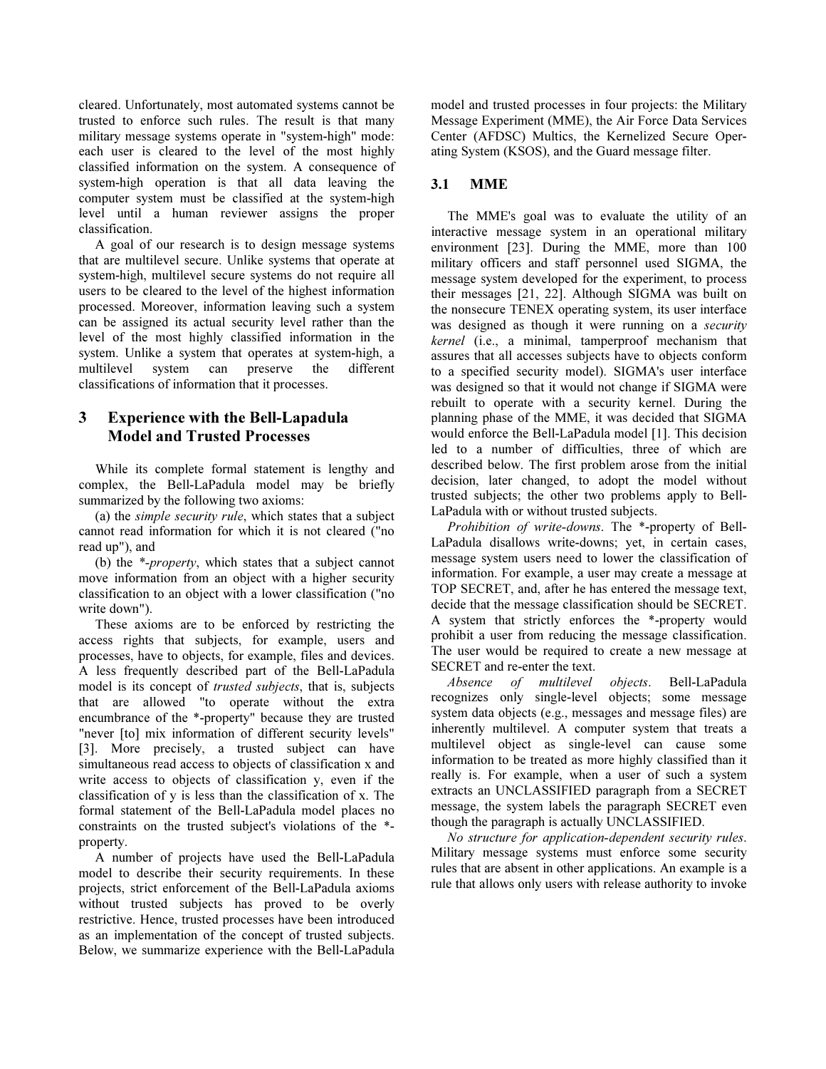cleared. Unfortunately, most automated systems cannot be trusted to enforce such rules. The result is that many military message systems operate in "system-high" mode: each user is cleared to the level of the most highly classified information on the system. A consequence of system-high operation is that all data leaving the computer system must be classified at the system-high level until a human reviewer assigns the proper classification.

A goal of our research is to design message systems that are multilevel secure. Unlike systems that operate at system-high, multilevel secure systems do not require all users to be cleared to the level of the highest information processed. Moreover, information leaving such a system can be assigned its actual security level rather than the level of the most highly classified information in the system. Unlike a system that operates at system-high, a multilevel system can preserve the different classifications of information that it processes.

## 3 Experience with the Bell-Lapadula Model and Trusted Processes

While its complete formal statement is lengthy and complex, the Bell-LaPadula model may be briefly summarized by the following two axioms:

(a) the *simple security rule*, which states that a subject cannot read information for which it is not cleared ("no read up"), and

(b) the *\*-property*, which states that a subject cannot move information from an object with a higher security classification to an object with a lower classification ("no write down").

These axioms are to be enforced by restricting the access rights that subjects, for example, users and processes, have to objects, for example, files and devices. A less frequently described part of the Bell-LaPadula model is its concept of *trusted subjects*, that is, subjects that are allowed "to operate without the extra encumbrance of the *-property" because they are trusted "never [to] mix information of different security levels" [3]. More precisely, a trusted subject can have simultaneous read access to objects of classification x and write access to objects of classification y, even if the classification of y is less than the classification of x. The formal statement of the Bell-LaPadula model places no constraints on the trusted subject's violations of the *-property.

A number of projects have used the Bell-LaPadula model to describe their security requirements. In these projects, strict enforcement of the Bell-LaPadula axioms without trusted subjects has proved to be overly restrictive. Hence, trusted processes have been introduced as an implementation of the concept of trusted subjects. Below, we summarize experience with the Bell-LaPadula model and trusted processes in four projects: the Military Message Experiment (MME), the Air Force Data Services Center (AFDSC) Multics, the Kernelized Secure Operating System (KSOS), and the Guard message filter.

### 3.1 MME

The MME's goal was to evaluate the utility of an interactive message system in an operational military environment [23]. During the MME, more than 100 military officers and staff personnel used SIGMA, the message system developed for the experiment, to process their messages [21, 22]. Although SIGMA was built on the nonsecure TENEX operating system, its user interface was designed as though it were running on a *security kernel* (i.e., a minimal, tamperproof mechanism that assures that all accesses subjects have to objects conform to a specified security model). SIGMA's user interface was designed so that it would not change if SIGMA were rebuilt to operate with a security kernel. During the planning phase of the MME, it was decided that SIGMA would enforce the Bell-LaPadula model [1]. This decision led to a number of difficulties, three of which are described below. The first problem arose from the initial decision, later changed, to adopt the model without trusted subjects; the other two problems apply to Bell-LaPadula with or without trusted subjects.

*Prohibition of write-downs*. The *-property of Bell-LaPadula disallows write-downs; yet, in certain cases, message system users need to lower the classification of information. For example, a user may create a message at TOP SECRET, and, after he has entered the message text, decide that the message classification should be SECRET. A system that strictly enforces the *-property would prohibit a user from reducing the message classification. The user would be required to create a new message at SECRET and re-enter the text.

*Absence of multilevel objects*. Bell-LaPadula recognizes only single-level objects; some message system data objects (e.g., messages and message files) are inherently multilevel. A computer system that treats a multilevel object as single-level can cause some information to be treated as more highly classified than it really is. For example, when a user of such a system extracts an UNCLASSIFIED paragraph from a SECRET message, the system labels the paragraph SECRET even though the paragraph is actually UNCLASSIFIED.

*No structure for application-dependent security rules*. Military message systems must enforce some security rules that are absent in other applications. An example is a rule that allows only users with release authority to invoke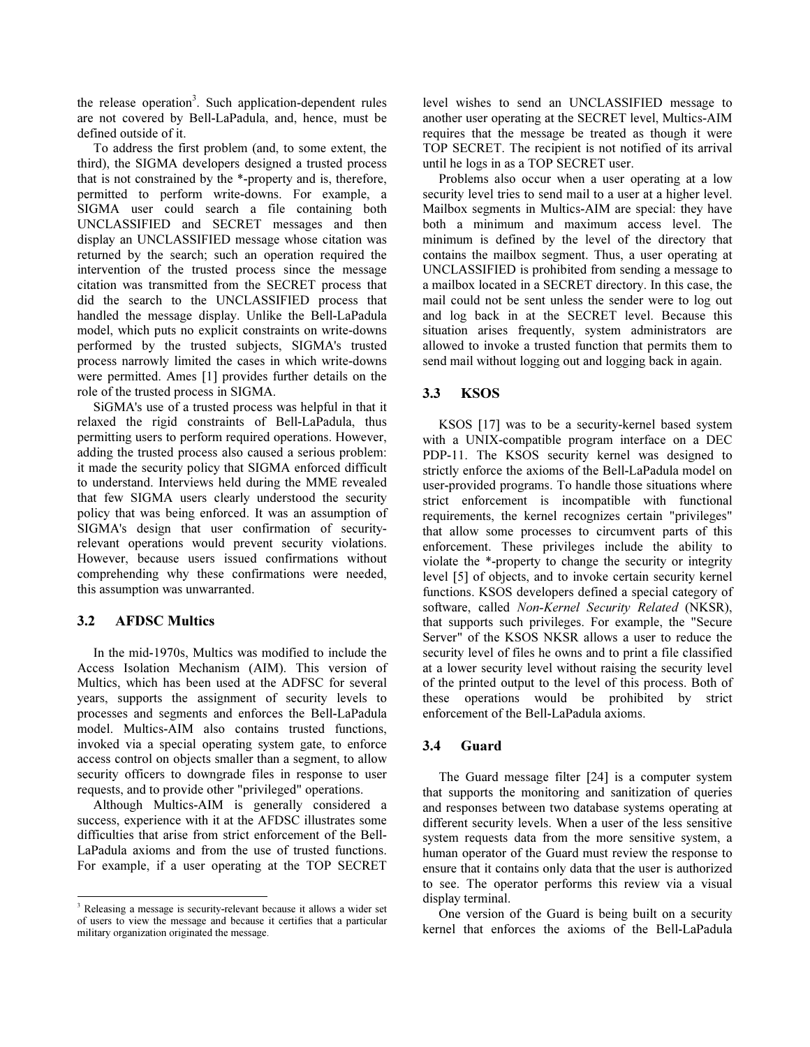the release operation[3]. Such application-dependent rules are not covered by Bell-LaPadula, and, hence, must be defined outside of it.

To address the first problem (and, to some extent, the third), the SIGMA developers designed a trusted process that is not constrained by the *-property and is, therefore, permitted to perform write-downs. For example, a SIGMA user could search a file containing both UNCLASSIFIED and SECRET messages and then display an UNCLASSIFIED message whose citation was returned by the search; such an operation required the intervention of the trusted process since the message citation was transmitted from the SECRET process that did the search to the UNCLASSIFIED process that handled the message display. Unlike the Bell-LaPadula model, which puts no explicit constraints on write-downs performed by the trusted subjects, SIGMA's trusted process narrowly limited the cases in which write-downs were permitted. Ames [1] provides further details on the role of the trusted process in SIGMA.

SiGMA's use of a trusted process was helpful in that it relaxed the rigid constraints of Bell-LaPadula, thus permitting users to perform required operations. However, adding the trusted process also caused a serious problem: it made the security policy that SIGMA enforced difficult to understand. Interviews held during the MME revealed that few SIGMA users clearly understood the security policy that was being enforced. It was an assumption of SIGMA's design that user confirmation of security-relevant operations would prevent security violations. However, because users issued confirmations without comprehending why these confirmations were needed, this assumption was unwarranted.

### 3.2 AFDSC Multics

In the mid-1970s, Multics was modified to include the Access Isolation Mechanism (AIM). This version of Multics, which has been used at the ADFSC for several years, supports the assignment of security levels to processes and segments and enforces the Bell-LaPadula model. Multics-AIM also contains trusted functions, invoked via a special operating system gate, to enforce access control on objects smaller than a segment, to allow security officers to downgrade files in response to user requests, and to provide other "privileged" operations.

Although Multics-AIM is generally considered a success, experience with it at the AFDSC illustrates some difficulties that arise from strict enforcement of the Bell-LaPadula axioms and from the use of trusted functions. For example, if a user operating at the TOP SECRET level wishes to send an UNCLASSIFIED message to another user operating at the SECRET level, Multics-AIM requires that the message be treated as though it were TOP SECRET. The recipient is not notified of its arrival until he logs in as a TOP SECRET user.

Problems also occur when a user operating at a low security level tries to send mail to a user at a higher level. Mailbox segments in Multics-AIM are special: they have both a minimum and maximum access level. The minimum is defined by the level of the directory that contains the mailbox segment. Thus, a user operating at UNCLASSIFIED is prohibited from sending a message to a mailbox located in a SECRET directory. In this case, the mail could not be sent unless the sender were to log out and log back in at the SECRET level. Because this situation arises frequently, system administrators are allowed to invoke a trusted function that permits them to send mail without logging out and logging back in again.

### 3.3 KSOS

KSOS [17] was to be a security-kernel based system with a UNIX-compatible program interface on a DEC PDP-11. The KSOS security kernel was designed to strictly enforce the axioms of the Bell-LaPadula model on user-provided programs. To handle those situations where strict enforcement is incompatible with functional requirements, the kernel recognizes certain "privileges" that allow some processes to circumvent parts of this enforcement. These privileges include the ability to violate the *-property to change the security or integrity level [5] of objects, and to invoke certain security kernel functions. KSOS developers defined a special category of software, called *Non-Kernel Security Related* (NKSR), that supports such privileges. For example, the "Secure Server" of the KSOS NKSR allows a user to reduce the security level of files he owns and to print a file classified at a lower security level without raising the security level of the printed output to the level of this process. Both of these operations would be prohibited by strict enforcement of the Bell-LaPadula axioms.

### 3.4 Guard

The Guard message filter [24] is a computer system that supports the monitoring and sanitization of queries and responses between two database systems operating at different security levels. When a user of the less sensitive system requests data from the more sensitive system, a human operator of the Guard must review the response to ensure that it contains only data that the user is authorized to see. The operator performs this review via a visual display terminal.

One version of the Guard is being built on a security kernel that enforces the axioms of the Bell-LaPadula

[3] Releasing a message is security-relevant because it allows a wider set of users to view the message and because it certifies that a particular military organization originated the message.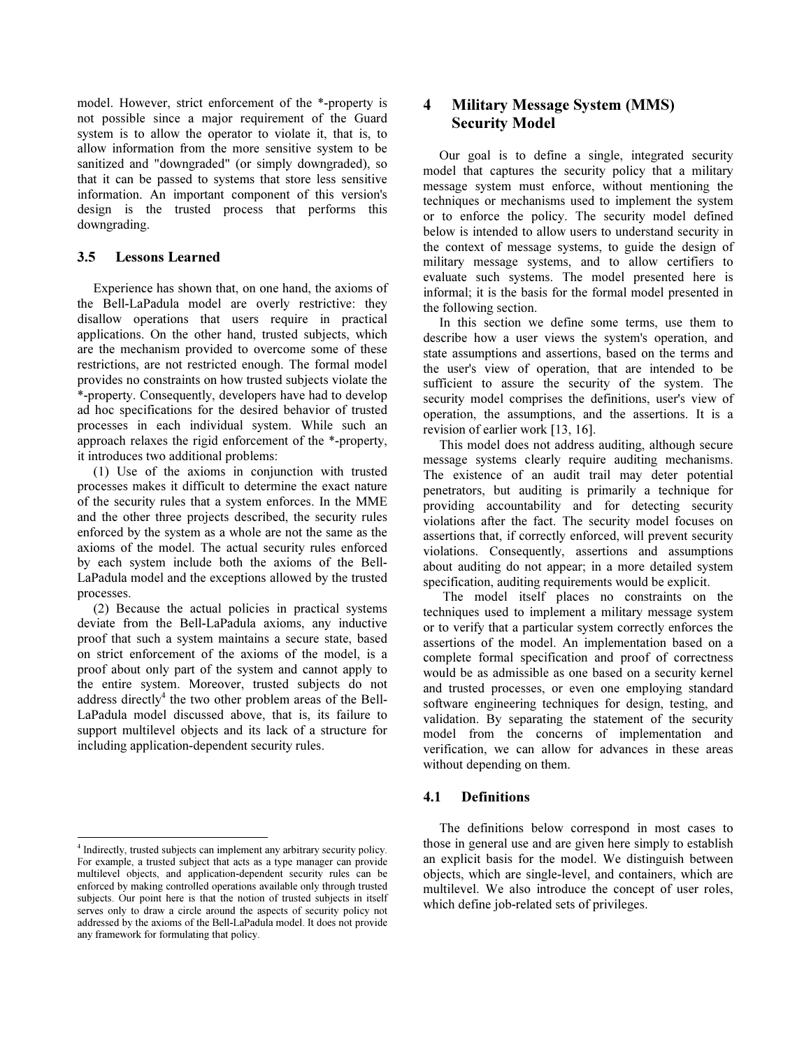model. However, strict enforcement of the *-property is not possible since a major requirement of the Guard system is to allow the operator to violate it, that is, to allow information from the more sensitive system to be sanitized and "downgraded" (or simply downgraded), so that it can be passed to systems that store less sensitive information. An important component of this version's design is the trusted process that performs this downgrading.

### 3.5 Lessons Learned

Experience has shown that, on one hand, the axioms of the Bell-LaPadula model are overly restrictive: they disallow operations that users require in practical applications. On the other hand, trusted subjects, which are the mechanism provided to overcome some of these restrictions, are not restricted enough. The formal model provides no constraints on how trusted subjects violate the *-property. Consequently, developers have had to develop ad hoc specifications for the desired behavior of trusted processes in each individual system. While such an approach relaxes the rigid enforcement of the *-property, it introduces two additional problems:

(1) Use of the axioms in conjunction with trusted processes makes it difficult to determine the exact nature of the security rules that a system enforces. In the MME and the other three projects described, the security rules enforced by the system as a whole are not the same as the axioms of the model. The actual security rules enforced by each system include both the axioms of the Bell-LaPadula model and the exceptions allowed by the trusted processes.

(2) Because the actual policies in practical systems deviate from the Bell-LaPadula axioms, any inductive proof that such a system maintains a secure state, based on strict enforcement of the axioms of the model, is a proof about only part of the system and cannot apply to the entire system. Moreover, trusted subjects do not address directly[4] the two other problem areas of the Bell-LaPadula model discussed above, that is, its failure to support multilevel objects and its lack of a structure for including application-dependent security rules.

[4] Indirectly, trusted subjects can implement any arbitrary security policy. For example, a trusted subject that acts as a type manager can provide multilevel objects, and application-dependent security rules can be enforced by making controlled operations available only through trusted subjects. Our point here is that the notion of trusted subjects in itself serves only to draw a circle around the aspects of security policy not addressed by the axioms of the Bell-LaPadula model. It does not provide any framework for formulating that policy.

## 4 Military Message System (MMS) Security Model

Our goal is to define a single, integrated security model that captures the security policy that a military message system must enforce, without mentioning the techniques or mechanisms used to implement the system or to enforce the policy. The security model defined below is intended to allow users to understand security in the context of message systems, to guide the design of military message systems, and to allow certifiers to evaluate such systems. The model presented here is informal; it is the basis for the formal model presented in the following section.

In this section we define some terms, use them to describe how a user views the system's operation, and state assumptions and assertions, based on the terms and the user's view of operation, that are intended to be sufficient to assure the security of the system. The security model comprises the definitions, user's view of operation, the assumptions, and the assertions. It is a revision of earlier work [13, 16].

This model does not address auditing, although secure message systems clearly require auditing mechanisms. The existence of an audit trail may deter potential penetrators, but auditing is primarily a technique for providing accountability and for detecting security violations after the fact. The security model focuses on assertions that, if correctly enforced, will prevent security violations. Consequently, assertions and assumptions about auditing do not appear; in a more detailed system specification, auditing requirements would be explicit.

The model itself places no constraints on the techniques used to implement a military message system or to verify that a particular system correctly enforces the assertions of the model. An implementation based on a complete formal specification and proof of correctness would be as admissible as one based on a security kernel and trusted processes, or even one employing standard software engineering techniques for design, testing, and validation. By separating the statement of the security model from the concerns of implementation and verification, we can allow for advances in these areas without depending on them.

### 4.1 Definitions

The definitions below correspond in most cases to those in general use and are given here simply to establish an explicit basis for the model. We distinguish between objects, which are single-level, and containers, which are multilevel. We also introduce the concept of user roles, which define job-related sets of privileges.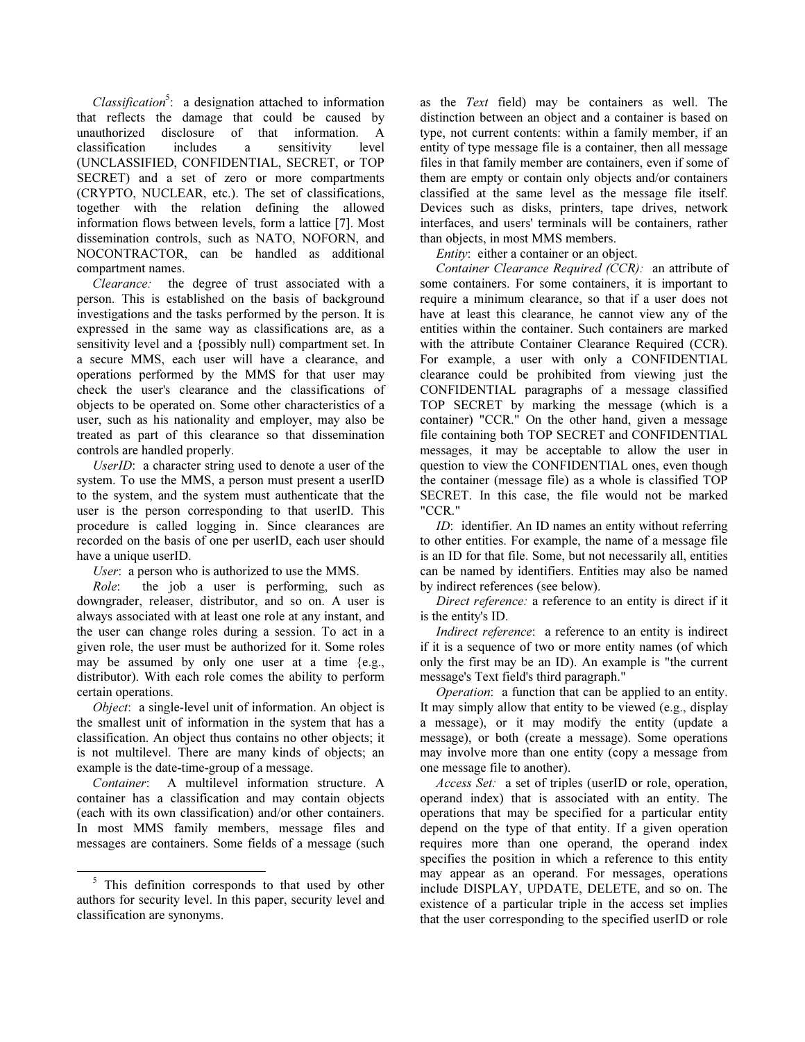*Classification*[5]: a designation attached to information that reflects the damage that could be caused by unauthorized disclosure of that information. A classification includes a sensitivity level (UNCLASSIFIED, CONFIDENTIAL, SECRET, or TOP SECRET) and a set of zero or more compartments (CRYPTO, NUCLEAR, etc.). The set of classifications, together with the relation defining the allowed information flows between levels, form a lattice [7]. Most dissemination controls, such as NATO, NOFORN, and NOCONTRACTOR, can be handled as additional compartment names.

*Clearance:* the degree of trust associated with a person. This is established on the basis of background investigations and the tasks performed by the person. It is expressed in the same way as classifications are, as a sensitivity level and a {possibly null) compartment set. In a secure MMS, each user will have a clearance, and operations performed by the MMS for that user may check the user's clearance and the classifications of objects to be operated on. Some other characteristics of a user, such as his nationality and employer, may also be treated as part of this clearance so that dissemination controls are handled properly.

*UserID*: a character string used to denote a user of the system. To use the MMS, a person must present a userID to the system, and the system must authenticate that the user is the person corresponding to that userID. This procedure is called logging in. Since clearances are recorded on the basis of one per userID, each user should have a unique userID.

*User*: a person who is authorized to use the MMS.

*Role*: the job a user is performing, such as downgrader, releaser, distributor, and so on. A user is always associated with at least one role at any instant, and the user can change roles during a session. To act in a given role, the user must be authorized for it. Some roles may be assumed by only one user at a time {e.g., distributor). With each role comes the ability to perform certain operations.

*Object*: a single-level unit of information. An object is the smallest unit of information in the system that has a classification. An object thus contains no other objects; it is not multilevel. There are many kinds of objects; an example is the date-time-group of a message.

*Container*: A multilevel information structure. A container has a classification and may contain objects (each with its own classification) and/or other containers. In most MMS family members, message files and messages are containers. Some fields of a message (such as the *Text* field) may be containers as well. The distinction between an object and a container is based on type, not current contents: within a family member, if an entity of type message file is a container, then all message files in that family member are containers, even if some of them are empty or contain only objects and/or containers classified at the same level as the message file itself. Devices such as disks, printers, tape drives, network interfaces, and users' terminals will be containers, rather than objects, in most MMS members.

*Entity*: either a container or an object.

*Container Clearance Required (CCR):* an attribute of some containers. For some containers, it is important to require a minimum clearance, so that if a user does not have at least this clearance, he cannot view any of the entities within the container. Such containers are marked with the attribute Container Clearance Required (CCR). For example, a user with only a CONFIDENTIAL clearance could be prohibited from viewing just the CONFIDENTIAL paragraphs of a message classified TOP SECRET by marking the message (which is a container) "CCR." On the other hand, given a message file containing both TOP SECRET and CONFIDENTIAL messages, it may be acceptable to allow the user in question to view the CONFIDENTIAL ones, even though the container (message file) as a whole is classified TOP SECRET. In this case, the file would not be marked "CCR."

*ID*: identifier. An ID names an entity without referring to other entities. For example, the name of a message file is an ID for that file. Some, but not necessarily all, entities can be named by identifiers. Entities may also be named by indirect references (see below).

*Direct reference:* a reference to an entity is direct if it is the entity's ID.

*Indirect reference*: a reference to an entity is indirect if it is a sequence of two or more entity names (of which only the first may be an ID). An example is "the current message's Text field's third paragraph."

*Operation*: a function that can be applied to an entity. It may simply allow that entity to be viewed (e.g., display a message), or it may modify the entity (update a message), or both (create a message). Some operations may involve more than one entity (copy a message from one message file to another).

*Access Set:* a set of triples (userID or role, operation, operand index) that is associated with an entity. The operations that may be specified for a particular entity depend on the type of that entity. If a given operation requires more than one operand, the operand index specifies the position in which a reference to this entity may appear as an operand. For messages, operations include DISPLAY, UPDATE, DELETE, and so on. The existence of a particular triple in the access set implies that the user corresponding to the specified userID or role

[5] This definition corresponds to that used by other authors for security level. In this paper, security level and classification are synonyms.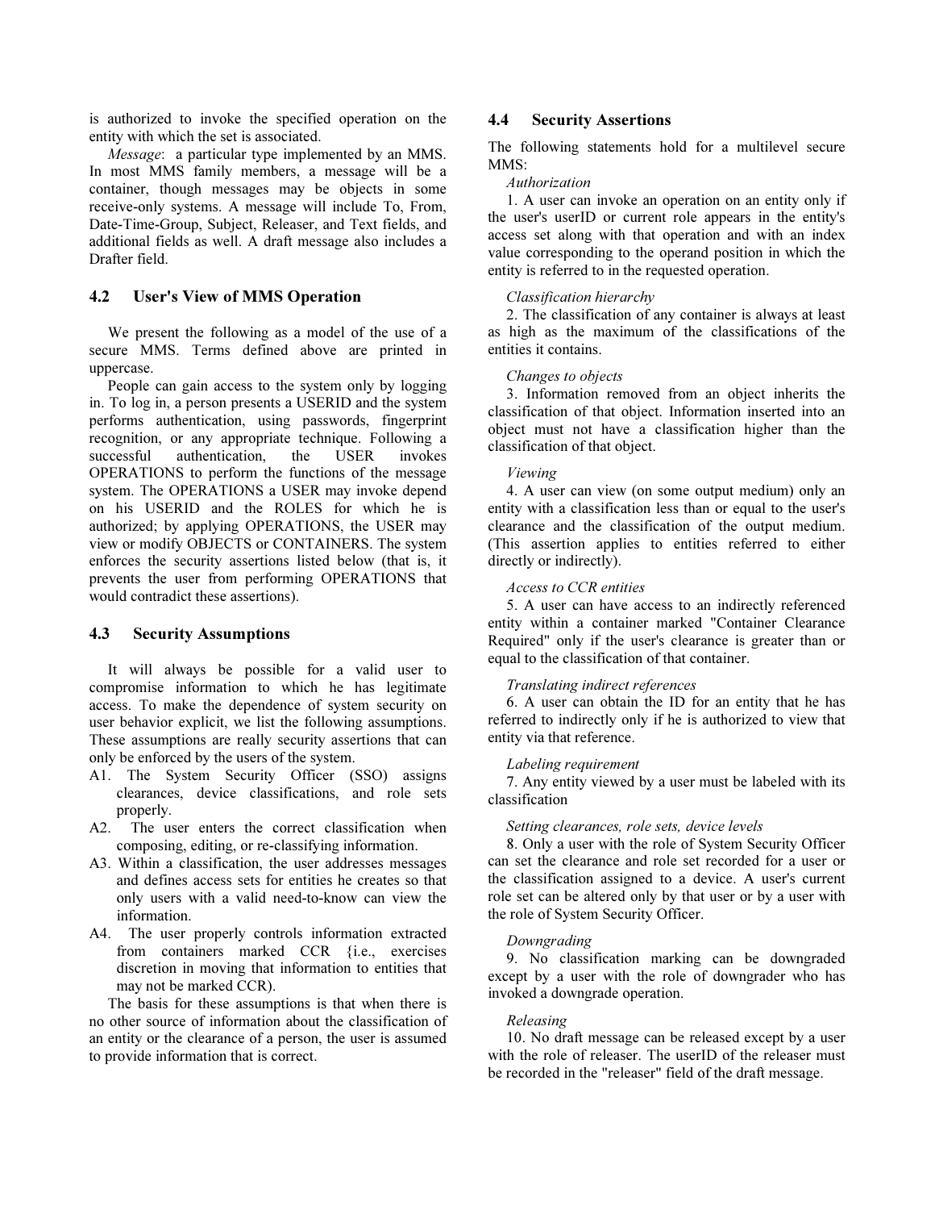is authorized to invoke the specified operation on the entity with which the set is associated.

*Message*: a particular type implemented by an MMS. In most MMS family members, a message will be a container, though messages may be objects in some receive-only systems. A message will include To, From, Date-Time-Group, Subject, Releaser, and Text fields, and additional fields as well. A draft message also includes a Drafter field.

### 4.2 User's View of MMS Operation

We present the following as a model of the use of a secure MMS. Terms defined above are printed in uppercase.

People can gain access to the system only by logging in. To log in, a person presents a USERID and the system performs authentication, using passwords, fingerprint recognition, or any appropriate technique. Following a successful authentication, the USER invokes OPERATIONS to perform the functions of the message system. The OPERATIONS a USER may invoke depend on his USERID and the ROLES for which he is authorized; by applying OPERATIONS, the USER may view or modify OBJECTS or CONTAINERS. The system enforces the security assertions listed below (that is, it prevents the user from performing OPERATIONS that would contradict these assertions).

### 4.3 Security Assumptions

It will always be possible for a valid user to compromise information to which he has legitimate access. To make the dependence of system security on user behavior explicit, we list the following assumptions. These assumptions are really security assertions that can only be enforced by the users of the system.

A1. The System Security Officer (SSO) assigns clearances, device classifications, and role sets properly.

A2. The user enters the correct classification when composing, editing, or re-classifying information.

A3. Within a classification, the user addresses messages and defines access sets for entities he creates so that only users with a valid need-to-know can view the information.

A4. The user properly controls information extracted from containers marked CCR {i.e., exercises discretion in moving that information to entities that may not be marked CCR).

The basis for these assumptions is that when there is no other source of information about the classification of an entity or the clearance of a person, the user is assumed to provide information that is correct.

### 4.4 Security Assertions

The following statements hold for a multilevel secure MMS:

*Authorization*

1. A user can invoke an operation on an entity only if the user's userID or current role appears in the entity's access set along with that operation and with an index value corresponding to the operand position in which the entity is referred to in the requested operation.

*Classification hierarchy*

2. The classification of any container is always at least as high as the maximum of the classifications of the entities it contains.

*Changes to objects*

3. Information removed from an object inherits the classification of that object. Information inserted into an object must not have a classification higher than the classification of that object.

*Viewing*

4. A user can view (on some output medium) only an entity with a classification less than or equal to the user's clearance and the classification of the output medium. (This assertion applies to entities referred to either directly or indirectly).

*Access to CCR entities*

5. A user can have access to an indirectly referenced entity within a container marked "Container Clearance Required" only if the user's clearance is greater than or equal to the classification of that container.

*Translating indirect references*

6. A user can obtain the ID for an entity that he has referred to indirectly only if he is authorized to view that entity via that reference.

*Labeling requirement*

7. Any entity viewed by a user must be labeled with its classification

*Setting clearances, role sets, device levels*

8. Only a user with the role of System Security Officer can set the clearance and role set recorded for a user or the classification assigned to a device. A user's current role set can be altered only by that user or by a user with the role of System Security Officer.

*Downgrading*

9. No classification marking can be downgraded except by a user with the role of downgrader who has invoked a downgrade operation.

*Releasing*

10. No draft message can be released except by a user with the role of releaser. The userID of the releaser must be recorded in the "releaser" field of the draft message.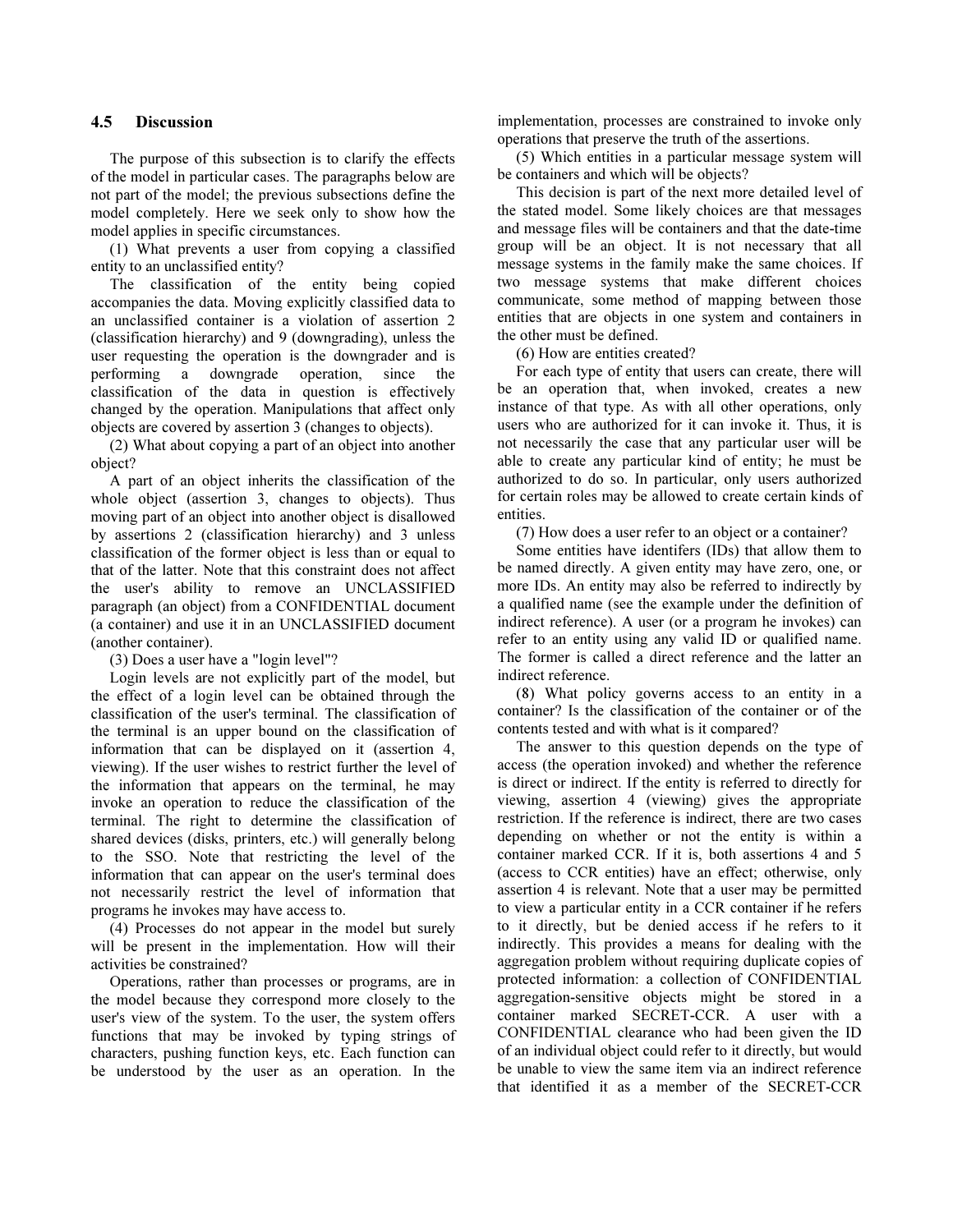### 4.5 Discussion

The purpose of this subsection is to clarify the effects of the model in particular cases. The paragraphs below are not part of the model; the previous subsections define the model completely. Here we seek only to show how the model applies in specific circumstances.

(1) What prevents a user from copying a classified entity to an unclassified entity?

The classification of the entity being copied accompanies the data. Moving explicitly classified data to an unclassified container is a violation of assertion 2 (classification hierarchy) and 9 (downgrading), unless the user requesting the operation is the downgrader and is performing a downgrade operation, since the classification of the data in question is effectively changed by the operation. Manipulations that affect only objects are covered by assertion 3 (changes to objects).

(2) What about copying a part of an object into another object?

A part of an object inherits the classification of the whole object (assertion 3, changes to objects). Thus moving part of an object into another object is disallowed by assertions 2 (classification hierarchy) and 3 unless classification of the former object is less than or equal to that of the latter. Note that this constraint does not affect the user's ability to remove an UNCLASSIFIED paragraph (an object) from a CONFIDENTIAL document (a container) and use it in an UNCLASSIFIED document (another container).

(3) Does a user have a "login level"?

Login levels are not explicitly part of the model, but the effect of a login level can be obtained through the classification of the user's terminal. The classification of the terminal is an upper bound on the classification of information that can be displayed on it (assertion 4, viewing). If the user wishes to restrict further the level of the information that appears on the terminal, he may invoke an operation to reduce the classification of the terminal. The right to determine the classification of shared devices (disks, printers, etc.) will generally belong to the SSO. Note that restricting the level of the information that can appear on the user's terminal does not necessarily restrict the level of information that programs he invokes may have access to.

(4) Processes do not appear in the model but surely will be present in the implementation. How will their activities be constrained?

Operations, rather than processes or programs, are in the model because they correspond more closely to the user's view of the system. To the user, the system offers functions that may be invoked by typing strings of characters, pushing function keys, etc. Each function can be understood by the user as an operation. In the implementation, processes are constrained to invoke only operations that preserve the truth of the assertions.

(5) Which entities in a particular message system will be containers and which will be objects?

This decision is part of the next more detailed level of the stated model. Some likely choices are that messages and message files will be containers and that the date-time group will be an object. It is not necessary that all message systems in the family make the same choices. If two message systems that make different choices communicate, some method of mapping between those entities that are objects in one system and containers in the other must be defined.

(6) How are entities created?

For each type of entity that users can create, there will be an operation that, when invoked, creates a new instance of that type. As with all other operations, only users who are authorized for it can invoke it. Thus, it is not necessarily the case that any particular user will be able to create any particular kind of entity; he must be authorized to do so. In particular, only users authorized for certain roles may be allowed to create certain kinds of entities.

(7) How does a user refer to an object or a container?

Some entities have identifers (IDs) that allow them to be named directly. A given entity may have zero, one, or more IDs. An entity may also be referred to indirectly by a qualified name (see the example under the definition of indirect reference). A user (or a program he invokes) can refer to an entity using any valid ID or qualified name. The former is called a direct reference and the latter an indirect reference.

(8) What policy governs access to an entity in a container? Is the classification of the container or of the contents tested and with what is it compared?

The answer to this question depends on the type of access (the operation invoked) and whether the reference is direct or indirect. If the entity is referred to directly for viewing, assertion 4 (viewing) gives the appropriate restriction. If the reference is indirect, there are two cases depending on whether or not the entity is within a container marked CCR. If it is, both assertions 4 and 5 (access to CCR entities) have an effect; otherwise, only assertion 4 is relevant. Note that a user may be permitted to view a particular entity in a CCR container if he refers to it directly, but be denied access if he refers to it indirectly. This provides a means for dealing with the aggregation problem without requiring duplicate copies of protected information: a collection of CONFIDENTIAL aggregation-sensitive objects might be stored in a container marked SECRET-CCR. A user with a CONFIDENTIAL clearance who had been given the ID of an individual object could refer to it directly, but would be unable to view the same item via an indirect reference that identified it as a member of the SECRET-CCR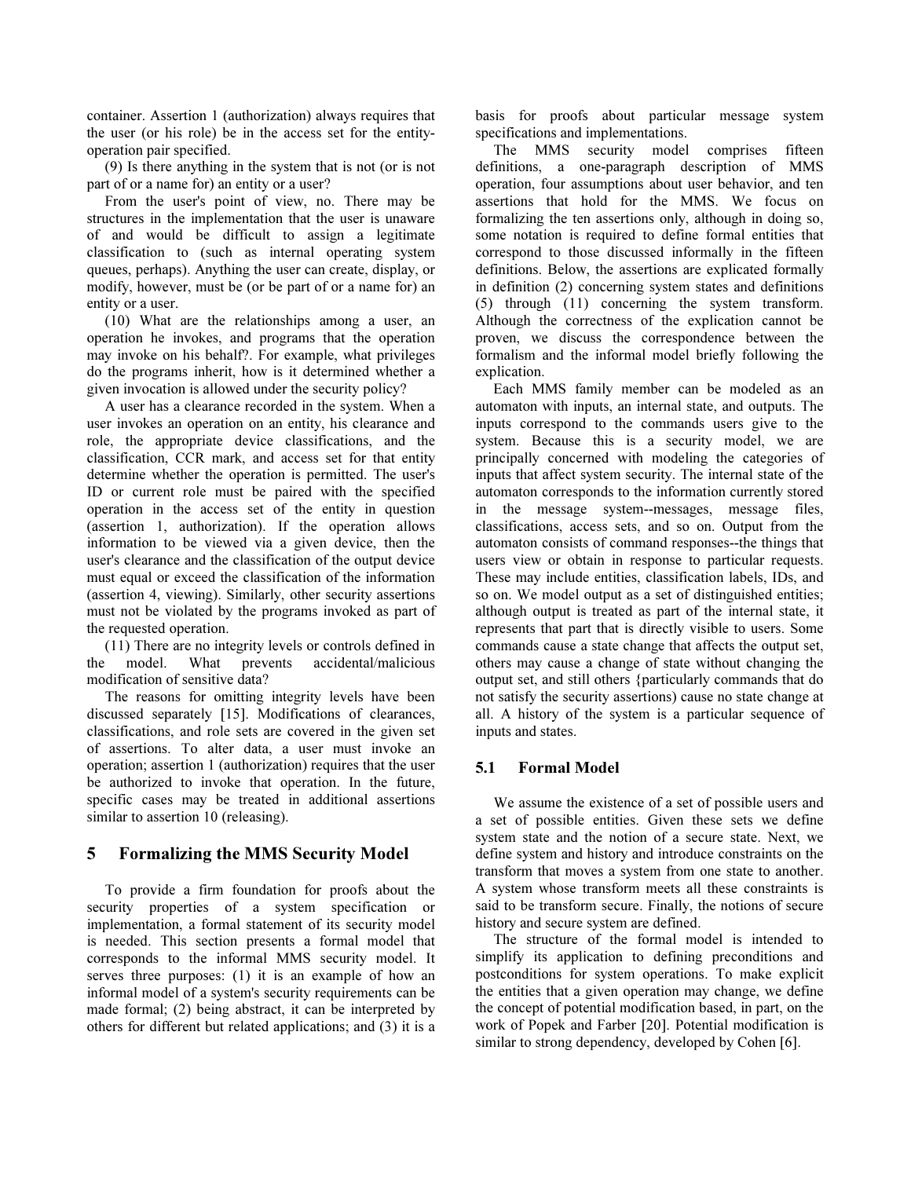container. Assertion 1 (authorization) always requires that the user (or his role) be in the access set for the entity-operation pair specified.

(9) Is there anything in the system that is not (or is not part of or a name for) an entity or a user?

From the user's point of view, no. There may be structures in the implementation that the user is unaware of and would be difficult to assign a legitimate classification to (such as internal operating system queues, perhaps). Anything the user can create, display, or modify, however, must be (or be part of or a name for) an entity or a user.

(10) What are the relationships among a user, an operation he invokes, and programs that the operation may invoke on his behalf?. For example, what privileges do the programs inherit, how is it determined whether a given invocation is allowed under the security policy?

A user has a clearance recorded in the system. When a user invokes an operation on an entity, his clearance and role, the appropriate device classifications, and the classification, CCR mark, and access set for that entity determine whether the operation is permitted. The user's ID or current role must be paired with the specified operation in the access set of the entity in question (assertion 1, authorization). If the operation allows information to be viewed via a given device, then the user's clearance and the classification of the output device must equal or exceed the classification of the information (assertion 4, viewing). Similarly, other security assertions must not be violated by the programs invoked as part of the requested operation.

(11) There are no integrity levels or controls defined in the model. What prevents accidental/malicious modification of sensitive data?

The reasons for omitting integrity levels have been discussed separately [15]. Modifications of clearances, classifications, and role sets are covered in the given set of assertions. To alter data, a user must invoke an operation; assertion 1 (authorization) requires that the user be authorized to invoke that operation. In the future, specific cases may be treated in additional assertions similar to assertion 10 (releasing).

## 5 Formalizing the MMS Security Model

To provide a firm foundation for proofs about the security properties of a system specification or implementation, a formal statement of its security model is needed. This section presents a formal model that corresponds to the informal MMS security model. It serves three purposes: (1) it is an example of how an informal model of a system's security requirements can be made formal; (2) being abstract, it can be interpreted by others for different but related applications; and (3) it is a basis for proofs about particular message system specifications and implementations.

The MMS security model comprises fifteen definitions, a one-paragraph description of MMS operation, four assumptions about user behavior, and ten assertions that hold for the MMS. We focus on formalizing the ten assertions only, although in doing so, some notation is required to define formal entities that correspond to those discussed informally in the fifteen definitions. Below, the assertions are explicated formally in definition (2) concerning system states and definitions (5) through (11) concerning the system transform. Although the correctness of the explication cannot be proven, we discuss the correspondence between the formalism and the informal model briefly following the explication.

Each MMS family member can be modeled as an automaton with inputs, an internal state, and outputs. The inputs correspond to the commands users give to the system. Because this is a security model, we are principally concerned with modeling the categories of inputs that affect system security. The internal state of the automaton corresponds to the information currently stored in the message system--messages, message files, classifications, access sets, and so on. Output from the automaton consists of command responses--the things that users view or obtain in response to particular requests. These may include entities, classification labels, IDs, and so on. We model output as a set of distinguished entities; although output is treated as part of the internal state, it represents that part that is directly visible to users. Some commands cause a state change that affects the output set, others may cause a change of state without changing the output set, and still others {particularly commands that do not satisfy the security assertions) cause no state change at all. A history of the system is a particular sequence of inputs and states.

### 5.1 Formal Model

We assume the existence of a set of possible users and a set of possible entities. Given these sets we define system state and the notion of a secure state. Next, we define system and history and introduce constraints on the transform that moves a system from one state to another. A system whose transform meets all these constraints is said to be transform secure. Finally, the notions of secure history and secure system are defined.

The structure of the formal model is intended to simplify its application to defining preconditions and postconditions for system operations. To make explicit the entities that a given operation may change, we define the concept of potential modification based, in part, on the work of Popek and Farber [20]. Potential modification is similar to strong dependency, developed by Cohen [6].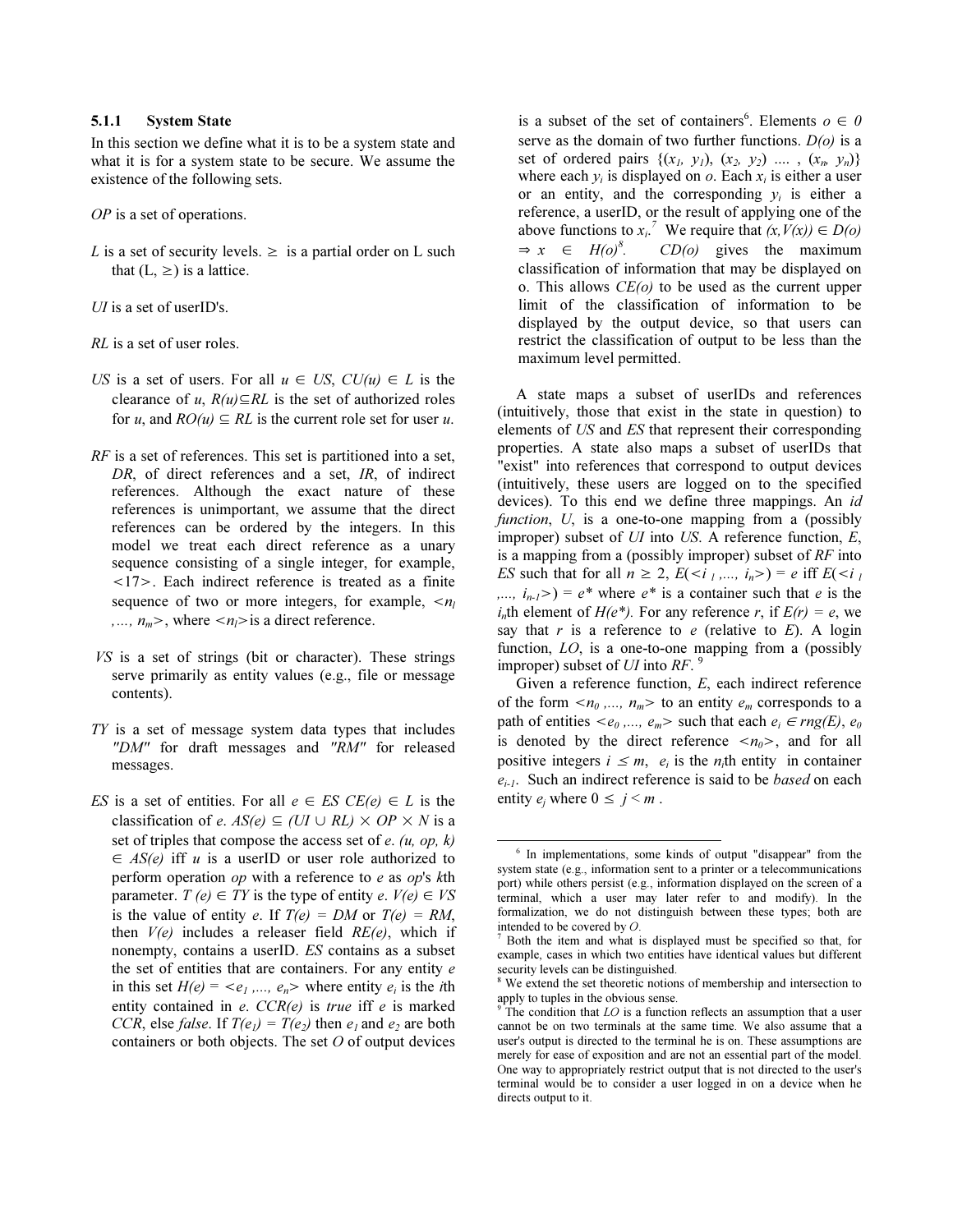### 5.1.1 System State

In this section we define what it is to be a system state and what it is for a system state to be secure. We assume the existence of the following sets.

*OP* is a set of operations.

*L* is a set of security levels. $\geq$ is a partial order on L such that (L, $\geq$) is a lattice.

*UI* is a set of userID's.

*RL* is a set of user roles.

*US* is a set of users. For all $u \in US$, $CU(u) \in L$ is the clearance of *u*, $R(u) \subseteq RL$ is the set of authorized roles for *u*, and $RO(u) \subseteq RL$ is the current role set for user *u*.

*RF* is a set of references. This set is partitioned into a set, *DR*, of direct references and a set, *IR*, of indirect references. Although the exact nature of these references is unimportant, we assume that the direct references can be ordered by the integers. In this model we treat each direct reference as a unary sequence consisting of a single integer, for example, <17>. Each indirect reference is treated as a finite sequence of two or more integers, for example, $<n_l ,..., n_m>$, where $<n_l>$ is a direct reference.

*VS* is a set of strings (bit or character). These strings serve primarily as entity values (e.g., file or message contents).

*TY* is a set of message system data types that includes *"DM"* for draft messages and *"RM"* for released messages.

*ES* is a set of entities. For all $e \in ES$ $CE(e) \in L$ is the classification of *e*. $AS(e) \subseteq (UI \cup RL) \times OP \times N$ is a set of triples that compose the access set of *e*. $(u, op, k) \in AS(e)$ iff *u* is a userID or user role authorized to perform operation *op* with a reference to *e* as *op*'s *k*th parameter. $T(e) \in TY$ is the type of entity *e*. $V(e) \in VS$ is the value of entity *e*. If $T(e) = DM$ or $T(e) = RM$, then $V(e)$ includes a releaser field $RE(e)$, which if nonempty, contains a userID. *ES* contains as a subset the set of entities that are containers. For any entity *e* in this set $H(e) = <e_1 ,..., e_n>$ where entity $e_i$ is the *i*th entity contained in *e*. *CCR(e)* is *true* iff *e* is marked *CCR*, else *false*. If $T(e_1) = T(e_2)$ then $e_1$ and $e_2$ are both containers or both objects. The set *O* of output devices is a subset of the set of containers[6]. Elements $o \in 0$ serve as the domain of two further functions. *D(o)* is a set of ordered pairs $\{(x_1, y_1), (x_2, y_2) .... , (x_n, y_n)\}$ where each $y_i$ is displayed on *o*. Each $x_i$ is either a user or an entity, and the corresponding $y_i$ is either a reference, a userID, or the result of applying one of the above functions to $x_i$.[7] We require that $(x,V(x)) \in D(o) \Rightarrow x \in H(o)$[8]. *CD(o)* gives the maximum classification of information that may be displayed on o. This allows *CE(o)* to be used as the current upper limit of the classification of information to be displayed by the output device, so that users can restrict the classification of output to be less than the maximum level permitted.

A state maps a subset of userIDs and references (intuitively, those that exist in the state in question) to elements of *US* and *ES* that represent their corresponding properties. A state also maps a subset of userIDs that "exist" into references that correspond to output devices (intuitively, these users are logged on to the specified devices). To this end we define three mappings. An *id function*, *U*, is a one-to-one mapping from a (possibly improper) subset of *UI* into *US*. A reference function, *E*, is a mapping from a (possibly improper) subset of *RF* into *ES* such that for all $n \geq 2$, $E(<i_1 ,..., i_n>) = e$ iff $E(<i_1 ,..., i_{n-1}>) = e^*$ where $e^*$ is a container such that *e* is the $i_n$th element of $H(e^*)$. For any reference *r*, if $E(r) = e$, we say that *r* is a reference to *e* (relative to *E*). A login function, *LO*, is a one-to-one mapping from a (possibly improper) subset of *UI* into *RF*.[9]

Given a reference function, *E*, each indirect reference of the form $<n_0 ,..., n_m>$ to an entity $e_m$ corresponds to a path of entities $<e_0 ,..., e_m>$ such that each $e_i \in rng(E)$, $e_0$ is denoted by the direct reference $<n_0>$, and for all positive integers $i \leq m$, $e_i$ is the $n_i$th entity in container $e_{i-1}$. Such an indirect reference is said to be *based* on each entity $e_j$ where $0 \leq j < m$.

---

[6] In implementations, some kinds of output "disappear" from the system state (e.g., information sent to a printer or a telecommunications port) while others persist (e.g., information displayed on the screen of a terminal, which a user may later refer to and modify). In the formalization, we do not distinguish between these types; both are intended to be covered by *O*.

[7] Both the item and what is displayed must be specified so that, for example, cases in which two entities have identical values but different security levels can be distinguished.

[8] We extend the set theoretic notions of membership and intersection to apply to tuples in the obvious sense.

[9] The condition that *LO* is a function reflects an assumption that a user cannot be on two terminals at the same time. We also assume that a user's output is directed to the terminal he is on. These assumptions are merely for ease of exposition and are not an essential part of the model. One way to appropriately restrict output that is not directed to the user's terminal would be to consider a user logged in on a device when he directs output to it.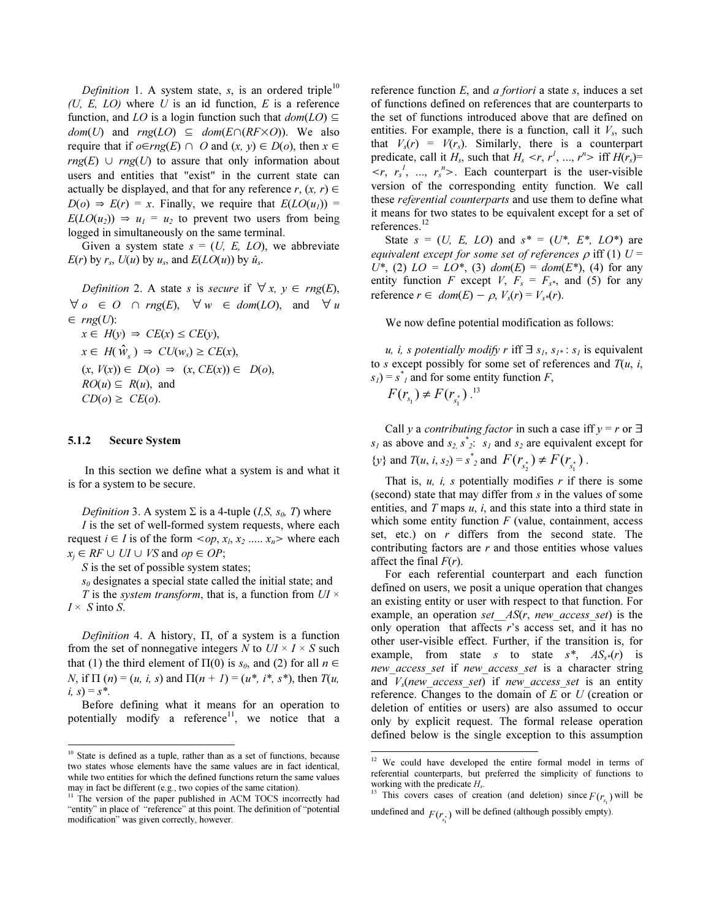*Definition* 1. A system state, $s$, is an ordered triple[10] $(U, E, LO)$ where $U$ is an id function, $E$ is a reference function, and $LO$ is a login function such that $dom(LO) \subseteq dom(U)$ and $rng(LO) \subseteq dom(E \cap (RF \times O))$. We also require that if $o \in rng(E) \cap O$ and $(x, y) \in D(o)$, then $x \in rng(E) \cup rng(U)$ to assure that only information about users and entities that "exist" in the current state can actually be displayed, and that for any reference $r$, $(x, r) \in D(o) \Rightarrow E(r) = x$. Finally, we require that $E(LO(u_1)) = E(LO(u_2)) \Rightarrow u_1 = u_2$ to prevent two users from being logged in simultaneously on the same terminal.

Given a system state $s = (U, E, LO)$, we abbreviate $E(r)$ by $r_s$, $U(u)$ by $u_s$, and $E(LO(u))$ by $\hat{u}_s$.

*Definition* 2. A state $s$ is *secure* if $\forall x, y \in rng(E)$, $\forall o \in O \cap rng(E)$, $\forall w \in dom(LO)$, and $\forall u \in rng(U)$:

$x \in H(y) \Rightarrow CE(x) \leq CE(y)$,

$x \in H(\hat{w}_s) \Rightarrow CU(w_s) \geq CE(x)$,

$(x, V(x)) \in D(o) \Rightarrow (x, CE(x)) \in D(o)$,

$RO(u) \subseteq R(u)$, and

$CD(o) \geq CE(o)$.

### 5.1.2 Secure System

In this section we define what a system is and what it is for a system to be secure.

*Definition* 3. A system $\Sigma$ is a 4-tuple $(I, S, s_0, T)$ where

$I$ is the set of well-formed system requests, where each request $i \in I$ is of the form $<op, x_1, x_2 \ldots.. x_n>$ where each $x_j \in RF \cup UI \cup VS$ and $op \in OP$;

$S$ is the set of possible system states;

$s_0$ designates a special state called the initial state; and

$T$ is the *system transform*, that is, a function from $UI \times I \times S$ into $S$.

*Definition* 4. A history, $\Pi$, of a system is a function from the set of nonnegative integers $N$ to $UI \times I \times S$ such that (1) the third element of $\Pi(0)$ is $s_0$, and (2) for all $n \in N$, if $\Pi(n) = (u, i, s)$ and $\Pi(n+1) = (u^*, i^*, s^*)$, then $T(u, i, s) = s^*$.

Before defining what it means for an operation to potentially modify a reference[11], we notice that a reference function $E$, and *a fortiori* a state $s$, induces a set of functions defined on references that are counterparts to the set of functions introduced above that are defined on entities. For example, there is a function, call it $V_s$, such that $V_s(r) = V(r_s)$. Similarly, there is a counterpart predicate, call it $H_s$, such that $H_s <r, r^1, \ldots, r^n>$ iff $H(r_s) = <r, r_s^1, \ldots, r_s^n>$. Each counterpart is the user-visible version of the corresponding entity function. We call these *referential counterparts* and use them to define what it means for two states to be equivalent except for a set of references.[12]

State $s = (U, E, LO)$ and $s^* = (U^*, E^*, LO^*)$ are *equivalent except for some set of references* $\rho$ iff (1) $U = U^*$, (2) $LO = LO^*$, (3) $dom(E) = dom(E^*)$, (4) for any entity function $F$ except $V$, $F_s = F_{s^*}$, and (5) for any reference $r \in dom(E) - \rho$, $V_s(r) = V_{s^*}(r)$.

We now define potential modification as follows:

*u, i, s potentially modify r* iff $\exists\, s_1, s_{1^*}$: $s_1$ is equivalent to $s$ except possibly for some set of references and $T(u, i, s_1) = s^*_1$ and for some entity function $F$,

$F(r_{s_1}) \neq F(r_{s^*_1})$.[13]

Call $y$ a *contributing factor* in such a case iff $y = r$ or $\exists$ $s_1$ as above and $s_2, s^*_2$: $s_1$ and $s_2$ are equivalent except for $\{y\}$ and $T(u, i, s_2) = s^*_2$ and $F(r_{s^*_2}) \neq F(r_{s^*_1})$.

That is, $u, i, s$ potentially modifies $r$ if there is some (second) state that may differ from $s$ in the values of some entities, and $T$ maps $u$, $i$, and this state into a third state in which some entity function $F$ (value, containment, access set, etc.) on $r$ differs from the second state. The contributing factors are $r$ and those entities whose values affect the final $F(r)$.

For each referential counterpart and each function defined on users, we posit a unique operation that changes an existing entity or user with respect to that function. For example, an operation *set__AS*($r$, *new_access_set*) is the only operation that affects $r$'s access set, and it has no other user-visible effect. Further, if the transition is, for example, from state $s$ to state $s^*$, $AS_{s^*}(r)$ is *new_access_set* if *new_access_set* is a character string and $V_s$(*new_access_set*) if *new_access_set* is an entity reference. Changes to the domain of $E$ or $U$ (creation or deletion of entities or users) are also assumed to occur only by explicit request. The formal release operation defined below is the single exception to this assumption

---

[10] State is defined as a tuple, rather than as a set of functions, because two states whose elements have the same values are in fact identical, while two entities for which the defined functions return the same values may in fact be different (e.g., two copies of the same citation).

[11] The version of the paper published in ACM TOCS incorrectly had "entity" in place of "reference" at this point. The definition of "potential modification" was given correctly, however.

[12] We could have developed the entire formal model in terms of referential counterparts, but preferred the simplicity of functions to working with the predicate $H_s$.

[13] This covers cases of creation (and deletion) since $F(r_{s_1})$ will be undefined and $F(r_{s^*_1})$ will be defined (although possibly empty).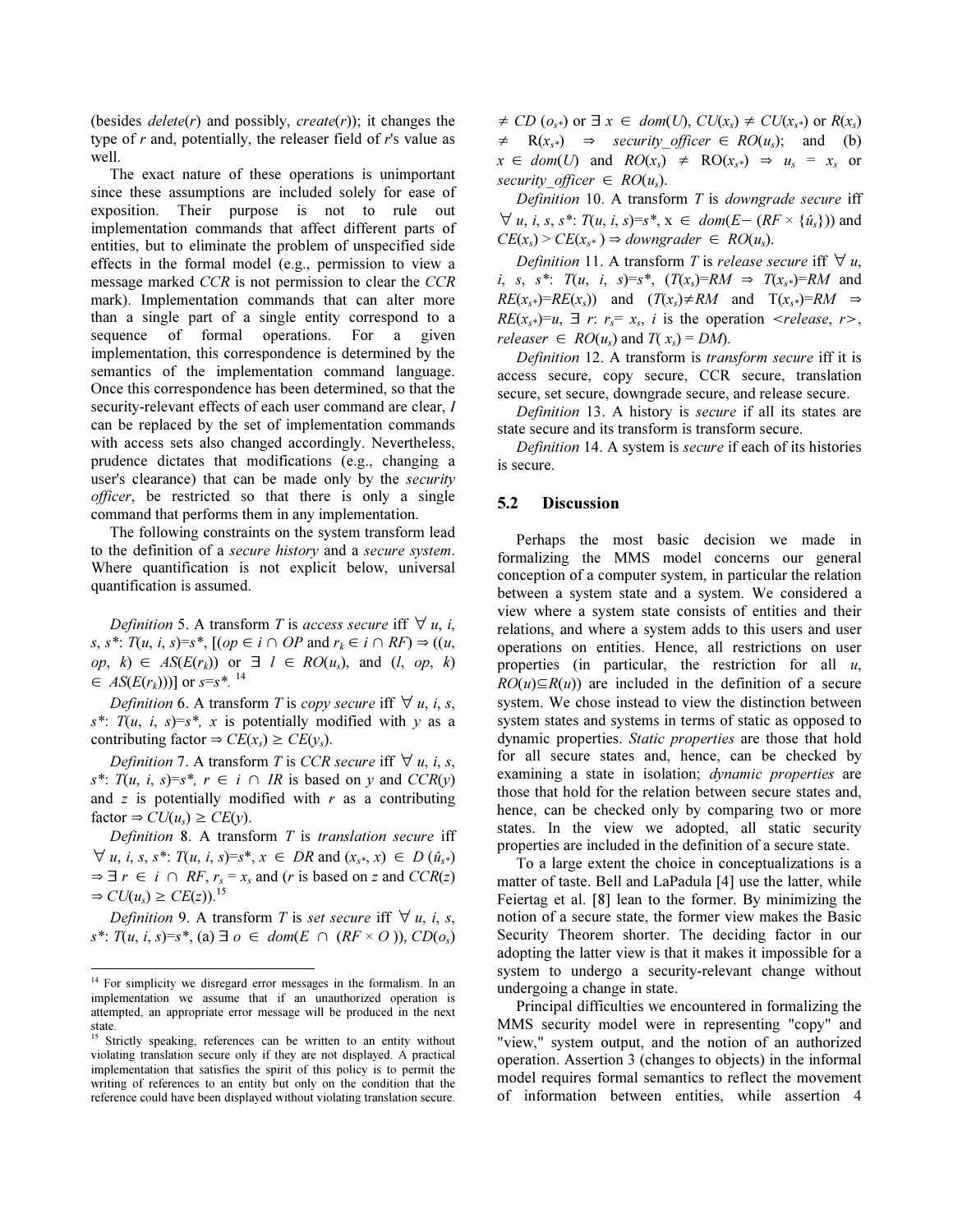(besides *delete*($r$) and possibly, *create*($r$)); it changes the type of $r$ and, potentially, the releaser field of $r$'s value as well.

The exact nature of these operations is unimportant since these assumptions are included solely for ease of exposition. Their purpose is not to rule out implementation commands that affect different parts of entities, but to eliminate the problem of unspecified side effects in the formal model (e.g., permission to view a message marked *CCR* is not permission to clear the *CCR* mark). Implementation commands that can alter more than a single part of a single entity correspond to a sequence of formal operations. For a given implementation, this correspondence is determined by the semantics of the implementation command language. Once this correspondence has been determined, so that the security-relevant effects of each user command are clear, $I$ can be replaced by the set of implementation commands with access sets also changed accordingly. Nevertheless, prudence dictates that modifications (e.g., changing a user's clearance) that can be made only by the *security officer*, be restricted so that there is only a single command that performs them in any implementation.

The following constraints on the system transform lead to the definition of a *secure history* and a *secure system*. Where quantification is not explicit below, universal quantification is assumed.

*Definition* 5. A transform $T$ is *access secure* iff $\forall$ $u$, $i$, $s$, $s^*$: $T(u, i, s)=s^*$, $[(op \in i \cap OP$ and $r_k \in i \cap RF) \Rightarrow ((u, op, k) \in AS(E(r_k))$ or $\exists\ l \in RO(u_s)$, and $(l, op, k) \in AS(E(r_k)))]$ or $s=s^*$. [14]

*Definition* 6. A transform $T$ is *copy secure* iff $\forall$ $u$, $i$, $s$, $s^*$: $T(u, i, s)=s^*$, $x$ is potentially modified with $y$ as a contributing factor $\Rightarrow CE(x_s) \geq CE(y_s)$.

*Definition* 7. A transform $T$ is *CCR secure* iff $\forall$ $u$, $i$, $s$, $s^*$: $T(u, i, s)=s^*$, $r \in i \cap IR$ is based on $y$ and $CCR(y)$ and $z$ is potentially modified with $r$ as a contributing factor $\Rightarrow CU(u_s) \geq CE(y)$.

*Definition* 8. A transform $T$ is *translation secure* iff $\forall$ $u$, $i$, $s$, $s^*$: $T(u, i, s)=s^*$, $x \in DR$ and $(x_{s^*}, x) \in D(\hat{u}_{s^*})$ $\Rightarrow \exists\ r \in i \cap RF$, $r_s = x_s$ and ($r$ is based on $z$ and $CCR(z)$ $\Rightarrow CU(u_s) \geq CE(z)$). [15]

*Definition* 9. A transform $T$ is *set secure* iff $\forall$ $u$, $i$, $s$, $s^*$: $T(u, i, s)=s^*$, (a) $\exists\ o \in dom(E \cap (RF \times O))$, $CD(o_s) \neq CD(o_{s^*})$ or $\exists\ x \in dom(U)$, $CU(x_s) \neq CU(x_{s^*})$ or $R(x_s) \neq R(x_{s^*}) \Rightarrow$ *security_officer* $\in RO(u_s)$; and (b) $x \in dom(U)$ and $RO(x_s) \neq RO(x_{s^*}) \Rightarrow u_s = x_s$ or *security_officer* $\in RO(u_s)$.

*Definition* 10. A transform $T$ is *downgrade secure* iff $\forall$ $u$, $i$, $s$, $s^*$: $T(u, i, s)=s^*$, $x \in dom(E - (RF \times \{\hat{u}_s\}))$ and $CE(x_s) > CE(x_{s^*}) \Rightarrow$ *downgrader* $\in RO(u_s)$.

*Definition* 11. A transform $T$ is *release secure* iff $\forall$ $u$, $i$, $s$, $s^*$: $T(u, i, s)=s^*$, $(T(x_s)=RM \Rightarrow T(x_{s^*})=RM$ and $RE(x_{s^*})=RE(x_s))$ and $(T(x_s) \neq RM$ and $T(x_{s^*})=RM \Rightarrow RE(x_{s^*})=u$, $\exists\ r$: $r_s= x_s$, $i$ is the operation $<$*release*, $r>$, *releaser* $\in RO(u_s)$ and $T(x_s) = DM)$.

*Definition* 12. A transform is *transform secure* iff it is access secure, copy secure, CCR secure, translation secure, set secure, downgrade secure, and release secure.

*Definition* 13. A history is *secure* if all its states are state secure and its transform is transform secure.

*Definition* 14. A system is *secure* if each of its histories is secure.

## 5.2 Discussion

Perhaps the most basic decision we made in formalizing the MMS model concerns our general conception of a computer system, in particular the relation between a system state and a system. We considered a view where a system state consists of entities and their relations, and where a system adds to this users and user operations on entities. Hence, all restrictions on user properties (in particular, the restriction for all $u$, $RO(u) \subseteq R(u)$) are included in the definition of a secure system. We chose instead to view the distinction between system states and systems in terms of static as opposed to dynamic properties. *Static properties* are those that hold for all secure states and, hence, can be checked by examining a state in isolation; *dynamic properties* are those that hold for the relation between secure states and, hence, can be checked only by comparing two or more states. In the view we adopted, all static security properties are included in the definition of a secure state.

To a large extent the choice in conceptualizations is a matter of taste. Bell and LaPadula [4] use the latter, while Feiertag et al. [8] lean to the former. By minimizing the notion of a secure state, the former view makes the Basic Security Theorem shorter. The deciding factor in our adopting the latter view is that it makes it impossible for a system to undergo a security-relevant change without undergoing a change in state.

Principal difficulties we encountered in formalizing the MMS security model were in representing "copy" and "view," system output, and the notion of an authorized operation. Assertion 3 (changes to objects) in the informal model requires formal semantics to reflect the movement of information between entities, while assertion 4

---

[14] For simplicity we disregard error messages in the formalism. In an implementation we assume that if an unauthorized operation is attempted, an appropriate error message will be produced in the next state.

[15] Strictly speaking, references can be written to an entity without violating translation secure only if they are not displayed. A practical implementation that satisfies the spirit of this policy is to permit the writing of references to an entity but only on the condition that the reference could have been displayed without violating translation secure.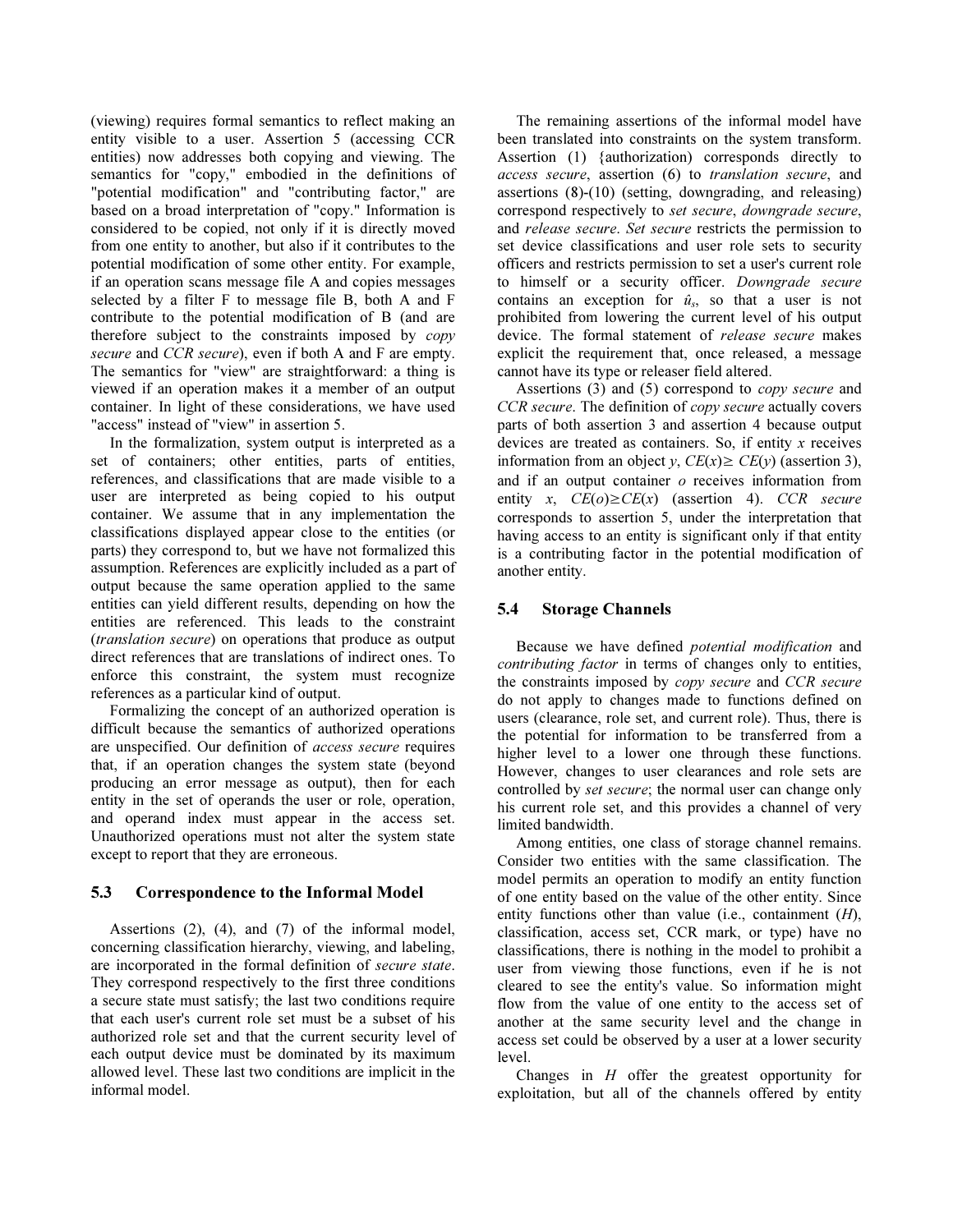(viewing) requires formal semantics to reflect making an entity visible to a user. Assertion 5 (accessing CCR entities) now addresses both copying and viewing. The semantics for "copy," embodied in the definitions of "potential modification" and "contributing factor," are based on a broad interpretation of "copy." Information is considered to be copied, not only if it is directly moved from one entity to another, but also if it contributes to the potential modification of some other entity. For example, if an operation scans message file A and copies messages selected by a filter F to message file B, both A and F contribute to the potential modification of B (and are therefore subject to the constraints imposed by *copy secure* and *CCR secure*), even if both A and F are empty. The semantics for "view" are straightforward: a thing is viewed if an operation makes it a member of an output container. In light of these considerations, we have used "access" instead of "view" in assertion 5.

In the formalization, system output is interpreted as a set of containers; other entities, parts of entities, references, and classifications that are made visible to a user are interpreted as being copied to his output container. We assume that in any implementation the classifications displayed appear close to the entities (or parts) they correspond to, but we have not formalized this assumption. References are explicitly included as a part of output because the same operation applied to the same entities can yield different results, depending on how the entities are referenced. This leads to the constraint (*translation secure*) on operations that produce as output direct references that are translations of indirect ones. To enforce this constraint, the system must recognize references as a particular kind of output.

Formalizing the concept of an authorized operation is difficult because the semantics of authorized operations are unspecified. Our definition of *access secure* requires that, if an operation changes the system state (beyond producing an error message as output), then for each entity in the set of operands the user or role, operation, and operand index must appear in the access set. Unauthorized operations must not alter the system state except to report that they are erroneous.

### 5.3 Correspondence to the Informal Model

Assertions (2), (4), and (7) of the informal model, concerning classification hierarchy, viewing, and labeling, are incorporated in the formal definition of *secure state*. They correspond respectively to the first three conditions a secure state must satisfy; the last two conditions require that each user's current role set must be a subset of his authorized role set and that the current security level of each output device must be dominated by its maximum allowed level. These last two conditions are implicit in the informal model.

The remaining assertions of the informal model have been translated into constraints on the system transform. Assertion (1) {authorization) corresponds directly to *access secure*, assertion (6) to *translation secure*, and assertions (8)-(10) (setting, downgrading, and releasing) correspond respectively to *set secure*, *downgrade secure*, and *release secure*. *Set secure* restricts the permission to set device classifications and user role sets to security officers and restricts permission to set a user's current role to himself or a security officer. *Downgrade secure* contains an exception for $\hat{u}_s$, so that a user is not prohibited from lowering the current level of his output device. The formal statement of *release secure* makes explicit the requirement that, once released, a message cannot have its type or releaser field altered.

Assertions (3) and (5) correspond to *copy secure* and *CCR secure*. The definition of *copy secure* actually covers parts of both assertion 3 and assertion 4 because output devices are treated as containers. So, if entity $x$ receives information from an object $y$, $CE(x) \geq CE(y)$ (assertion 3), and if an output container $o$ receives information from entity $x$, $CE(o) \geq CE(x)$ (assertion 4). *CCR secure* corresponds to assertion 5, under the interpretation that having access to an entity is significant only if that entity is a contributing factor in the potential modification of another entity.

### 5.4 Storage Channels

Because we have defined *potential modification* and *contributing factor* in terms of changes only to entities, the constraints imposed by *copy secure* and *CCR secure* do not apply to changes made to functions defined on users (clearance, role set, and current role). Thus, there is the potential for information to be transferred from a higher level to a lower one through these functions. However, changes to user clearances and role sets are controlled by *set secure*; the normal user can change only his current role set, and this provides a channel of very limited bandwidth.

Among entities, one class of storage channel remains. Consider two entities with the same classification. The model permits an operation to modify an entity function of one entity based on the value of the other entity. Since entity functions other than value (i.e., containment ($H$), classification, access set, CCR mark, or type) have no classifications, there is nothing in the model to prohibit a user from viewing those functions, even if he is not cleared to see the entity's value. So information might flow from the value of one entity to the access set of another at the same security level and the change in access set could be observed by a user at a lower security level.

Changes in $H$ offer the greatest opportunity for exploitation, but all of the channels offered by entity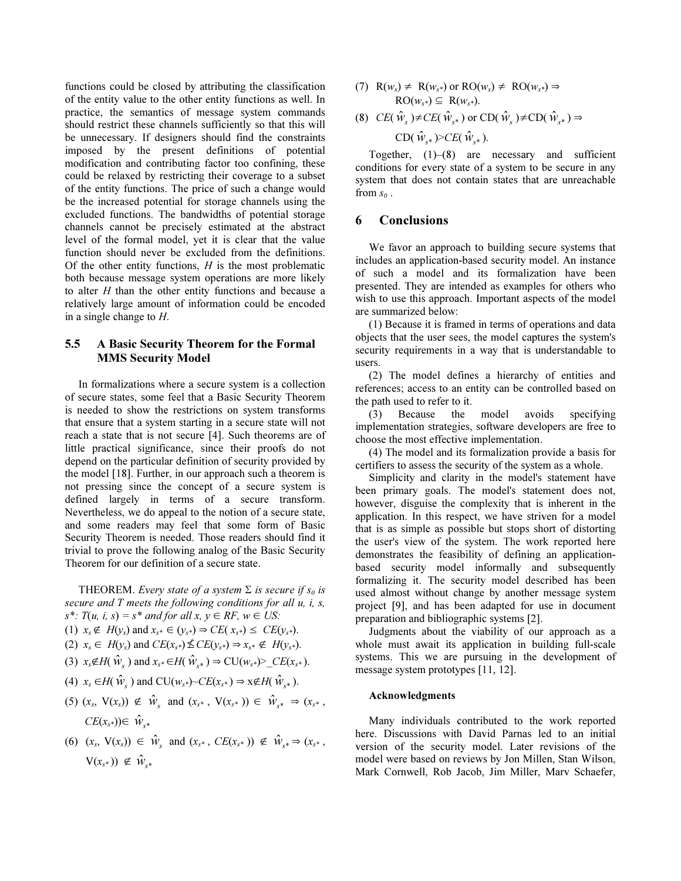functions could be closed by attributing the classification of the entity value to the other entity functions as well. In practice, the semantics of message system commands should restrict these channels sufficiently so that this will be unnecessary. If designers should find the constraints imposed by the present definitions of potential modification and contributing factor too confining, these could be relaxed by restricting their coverage to a subset of the entity functions. The price of such a change would be the increased potential for storage channels using the excluded functions. The bandwidths of potential storage channels cannot be precisely estimated at the abstract level of the formal model, yet it is clear that the value function should never be excluded from the definitions. Of the other entity functions, $H$ is the most problematic both because message system operations are more likely to alter $H$ than the other entity functions and because a relatively large amount of information could be encoded in a single change to $H$.

### 5.5 A Basic Security Theorem for the Formal MMS Security Model

In formalizations where a secure system is a collection of secure states, some feel that a Basic Security Theorem is needed to show the restrictions on system transforms that ensure that a system starting in a secure state will not reach a state that is not secure [4]. Such theorems are of little practical significance, since their proofs do not depend on the particular definition of security provided by the model [18]. Further, in our approach such a theorem is not pressing since the concept of a secure system is defined largely in terms of a secure transform. Nevertheless, we do appeal to the notion of a secure state, and some readers may feel that some form of Basic Security Theorem is needed. Those readers should find it trivial to prove the following analog of the Basic Security Theorem for our definition of a secure state.

THEOREM. *Every state of a system $\Sigma$ is secure if $s_0$ is secure and $T$ meets the following conditions for all $u$, $i$, $s$, $s^*$: $T(u, i, s) = s^*$ and for all $x, y \in RF$, $w \in US$:*

(1) $x_s \notin H(y_s)$ and $x_{s^*} \in (y_{s^*}) \Rightarrow CE(x_{s^*}) \leq CE(y_{s^*})$.

(2) $x_s \in H(y_s)$ and $CE(x_{s^*}) \not\leq CE(y_{s^*}) \Rightarrow x_{s^*} \notin H(y_{s^*})$.

(3) $x_s \notin H(\hat{w}_s)$ and $x_{s^*} \in H(\hat{w}_{s^*}) \Rightarrow CU(w_{s^*}) >\_ CE(x_{s^*})$.

(4) $x_s \in H(\hat{w}_s)$ and $CU(w_{s^*}) \sim CE(x_{s^*}) \Rightarrow x \notin H(\hat{w}_{s^*})$.

(5) $(x_s, V(x_s)) \notin \hat{w}_s$ and $(x_{s^*}, V(x_{s^*})) \in \hat{w}_{s^*} \Rightarrow (x_{s^*}, CE(x_{s^*})) \in \hat{w}_{s^*}$

(6) $(x_s, V(x_s)) \in \hat{w}_s$ and $(x_{s^*}, CE(x_{s^*})) \notin \hat{w}_{s^*} \Rightarrow (x_{s^*}, V(x_{s^*})) \notin \hat{w}_{s^*}$

(7) $R(w_s) \neq R(w_{s^*})$ or $RO(w_s) \neq RO(w_{s^*}) \Rightarrow RO(w_{s^*}) \subseteq R(w_{s^*})$.

(8) $CE(\hat{w}_s) \neq CE(\hat{w}_{s^*})$ or $CD(\hat{w}_s) \neq CD(\hat{w}_{s^*}) \Rightarrow CD(\hat{w}_{s^*}) > CE(\hat{w}_{s^*})$.

Together, (1)–(8) are necessary and sufficient conditions for every state of a system to be secure in any system that does not contain states that are unreachable from $s_0$.

## 6 Conclusions

We favor an approach to building secure systems that includes an application-based security model. An instance of such a model and its formalization have been presented. They are intended as examples for others who wish to use this approach. Important aspects of the model are summarized below:

(1) Because it is framed in terms of operations and data objects that the user sees, the model captures the system's security requirements in a way that is understandable to users.

(2) The model defines a hierarchy of entities and references; access to an entity can be controlled based on the path used to refer to it.

(3) Because the model avoids specifying implementation strategies, software developers are free to choose the most effective implementation.

(4) The model and its formalization provide a basis for certifiers to assess the security of the system as a whole.

Simplicity and clarity in the model's statement have been primary goals. The model's statement does not, however, disguise the complexity that is inherent in the application. In this respect, we have striven for a model that is as simple as possible but stops short of distorting the user's view of the system. The work reported here demonstrates the feasibility of defining an application-based security model informally and subsequently formalizing it. The security model described has been used almost without change by another message system project [9], and has been adapted for use in document preparation and bibliographic systems [2].

Judgments about the viability of our approach as a whole must await its application in building full-scale systems. This we are pursuing in the development of message system prototypes [11, 12].

#### Acknowledgments

Many individuals contributed to the work reported here. Discussions with David Parnas led to an initial version of the security model. Later revisions of the model were based on reviews by Jon Millen, Stan Wilson, Mark Cornwell, Rob Jacob, Jim Miller, Marv Schaefer,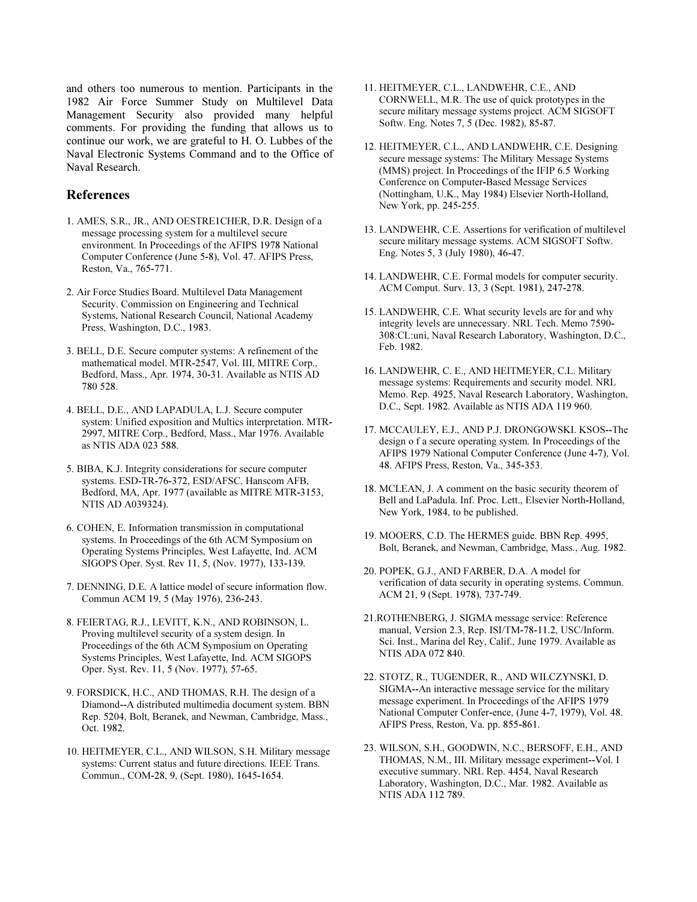and others too numerous to mention. Participants in the 1982 Air Force Summer Study on Multilevel Data Management Security also provided many helpful comments. For providing the funding that allows us to continue our work, we are grateful to H. O. Lubbes of the Naval Electronic Systems Command and to the Office of Naval Research.

## References

1. AMES, S.R., JR., AND OESTRE1CHER, D.R. Design of a message processing system for a multilevel secure environment. In Proceedings of the AFIPS 1978 National Computer Conference (June 5-8), Vol. 47. AFIPS Press, Reston, Va., 765-771.

2. Air Force Studies Board. Multilevel Data Management Security. Commission on Engineering and Technical Systems, National Research Council, National Academy Press, Washington, D.C., 1983.

3. BELL, D.E. Secure computer systems: A refinement of the mathematical model. MTR-2547, Vol. III, MITRE Corp., Bedford, Mass., Apr. 1974, 30-31. Available as NTIS AD 780 528.

4. BELL, D.E., AND LAPADULA, L.J. Secure computer system: Unified exposition and Multics interpretation. MTR-2997, MITRE Corp., Bedford, Mass., Mar 1976. Available as NTIS ADA 023 588.

5. BIBA, K.J. Integrity considerations for secure computer systems. ESD-TR-76-372, ESD/AFSC. Hanscom AFB, Bedford, MA, Apr. 1977 (available as MITRE MTR-3153, NTIS AD A039324).

6. COHEN, E. Information transmission in computational systems. In Proceedings of the 6th ACM Symposium on Operating Systems Principles, West Lafayette, Ind. ACM SIGOPS Oper. Syst. Rev 11, 5, (Nov. 1977), 133-139.

7. DENNING, D.E. A lattice model of secure information flow. Commun ACM 19, 5 (May 1976), 236-243.

8. FEIERTAG, R.J., LEVITT, K.N., AND ROBINSON, L. Proving multilevel security of a system design. In Proceedings of the 6th ACM Symposium on Operating Systems Principles, West Lafayette, Ind. ACM SIGOPS Oper. Syst. Rev. 11, 5 (Nov. 1977), 57-65.

9. FORSDICK, H.C., AND THOMAS, R.H. The design of a Diamond--A distributed multimedia document system. BBN Rep. 5204, Bolt, Beranek, and Newman, Cambridge, Mass., Oct. 1982.

10. HEITMEYER, C.L., AND WILSON, S.H. Military message systems: Current status and future directions. IEEE Trans. Commun., COM-28, 9, (Sept. 1980), 1645-1654.

11. HEITMEYER, C.L., LANDWEHR, C.E., AND CORNWELL, M.R. The use of quick prototypes in the secure military message systems project. ACM SIGSOFT Softw. Eng. Notes 7, 5 (Dec. 1982), 85-87.

12. HEITMEYER, C.L., AND LANDWEHR, C.E. Designing secure message systems: The Military Message Systems (MMS) project. In Proceedings of the IFIP 6.5 Working Conference on Computer-Based Message Services (Nottingham, U.K., May 1984) Elsevier North-Holland, New York, pp. 245-255.

13. LANDWEHR, C.E. Assertions for verification of multilevel secure military message systems. ACM SIGSOFT Softw. Eng. Notes 5, 3 (July 1980), 46-47.

14. LANDWEHR, C.E. Formal models for computer security. ACM Comput. Surv. 13, 3 (Sept. 1981), 247-278.

15. LANDWEHR, C.E. What security levels are for and why integrity levels are unnecessary. NRL Tech. Memo 7590-308:CL:uni, Naval Research Laboratory, Washington, D.C., Feb. 1982.

16. LANDWEHR, C. E., AND HEITMEYER, C.L. Military message systems: Requirements and security model. NRL Memo. Rep. 4925, Naval Research Laboratory, Washington, D.C., Sept. 1982. Available as NTIS ADA 119 960.

17. MCCAULEY, E.J., AND P.J. DRONGOWSKI. KSOS--The design o f a secure operating system. In Proceedings of the AFIPS 1979 National Computer Conference (June 4-7), Vol. 48. AFIPS Press, Reston, Va., 345-353.

18. MCLEAN, J. A comment on the basic security theorem of Bell and LaPadula. Inf. Proc. Lett., Elsevier North-Holland, New York, 1984, to be published.

19. MOOERS, C.D. The HERMES guide. BBN Rep. 4995, Bolt, Beranek, and Newman, Cambridge, Mass., Aug. 1982.

20. POPEK, G.J., AND FARBER, D.A. A model for verification of data security in operating systems. Commun. ACM 21, 9 (Sept. 1978), 737-749.

21. ROTHENBERG, J. SIGMA message service: Reference manual, Version 2.3, Rep. ISI/TM-78-11.2, USC/Inform. Sci. Inst., Marina del Rey, Calif., June 1979. Available as NTIS ADA 072 840.

22. STOTZ, R., TUGENDER, R., AND WILCZYNSKI, D. SIGMA--An interactive message service for the military message experiment. In Proceedings of the AFIPS 1979 National Computer Confer-ence, (June 4-7, 1979), Vol. 48. AFIPS Press, Reston, Va. pp. 855-861.

23. WILSON, S.H., GOODWIN, N.C., BERSOFF, E.H., AND THOMAS, N.M., III. Military message experiment--Vol. I executive summary. NRL Rep. 4454, Naval Research Laboratory, Washington, D.C., Mar. 1982. Available as NTIS ADA 112 789.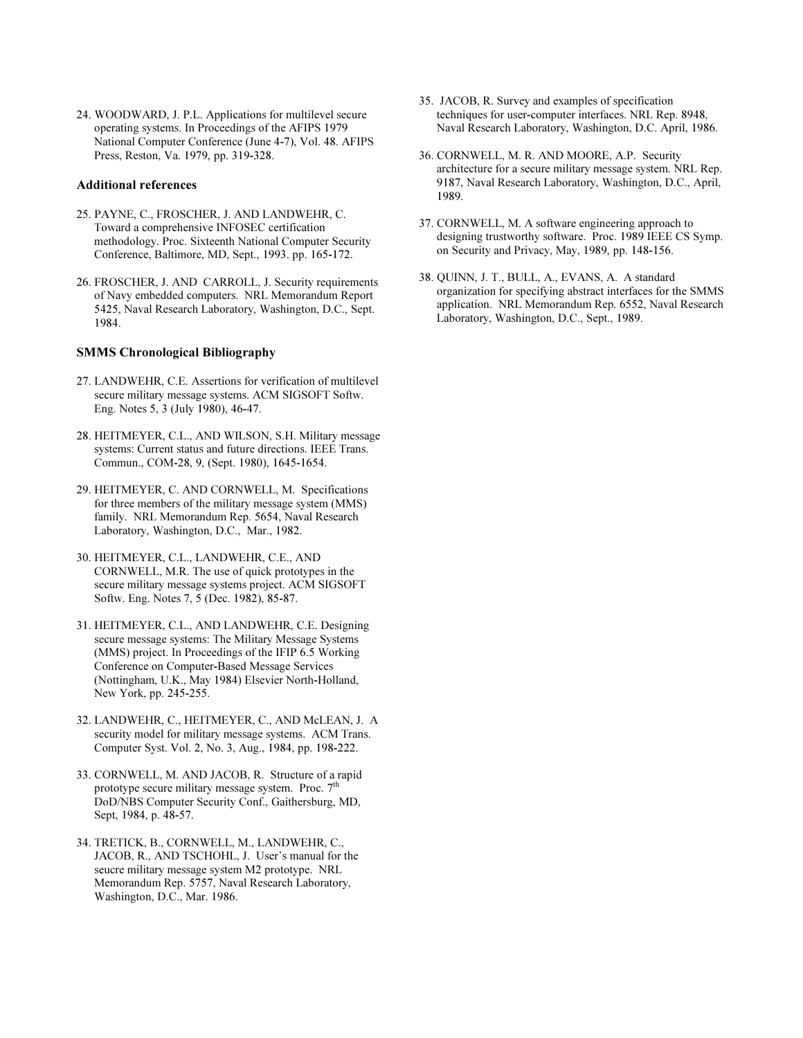24. WOODWARD, J. P.L. Applications for multilevel secure operating systems. In Proceedings of the AFIPS 1979 National Computer Conference (June 4-7), Vol. 48. AFIPS Press, Reston, Va. 1979, pp. 319-328.

### Additional references

25. PAYNE, C., FROSCHER, J. AND LANDWEHR, C. Toward a comprehensive INFOSEC certification methodology. Proc. Sixteenth National Computer Security Conference, Baltimore, MD, Sept., 1993. pp. 165-172.

26. FROSCHER, J. AND CARROLL, J. Security requirements of Navy embedded computers. NRL Memorandum Report 5425, Naval Research Laboratory, Washington, D.C., Sept. 1984.

### SMMS Chronological Bibliography

27. LANDWEHR, C.E. Assertions for verification of multilevel secure military message systems. ACM SIGSOFT Softw. Eng. Notes 5, 3 (July 1980), 46-47.

28. HEITMEYER, C.L., AND WILSON, S.H. Military message systems: Current status and future directions. IEEE Trans. Commun., COM-28, 9, (Sept. 1980), 1645-1654.

29. HEITMEYER, C. AND CORNWELL, M. Specifications for three members of the military message system (MMS) family. NRL Memorandum Rep. 5654, Naval Research Laboratory, Washington, D.C., Mar., 1982.

30. HEITMEYER, C.L., LANDWEHR, C.E., AND CORNWELL, M.R. The use of quick prototypes in the secure military message systems project. ACM SIGSOFT Softw. Eng. Notes 7, 5 (Dec. 1982), 85-87.

31. HEITMEYER, C.L., AND LANDWEHR, C.E. Designing secure message systems: The Military Message Systems (MMS) project. In Proceedings of the IFIP 6.5 Working Conference on Computer-Based Message Services (Nottingham, U.K., May 1984) Elsevier North-Holland, New York, pp. 245-255.

32. LANDWEHR, C., HEITMEYER, C., AND McLEAN, J. A security model for military message systems. ACM Trans. Computer Syst. Vol. 2, No. 3, Aug., 1984, pp. 198-222.

33. CORNWELL, M. AND JACOB, R. Structure of a rapid prototype secure military message system. Proc. 7th DoD/NBS Computer Security Conf., Gaithersburg, MD, Sept, 1984, p. 48-57.

34. TRETICK, B., CORNWELL, M., LANDWEHR, C., JACOB, R., AND TSCHOHL, J. User's manual for the seucre military message system M2 prototype. NRL Memorandum Rep. 5757, Naval Research Laboratory, Washington, D.C., Mar. 1986.

35. JACOB, R. Survey and examples of specification techniques for user-computer interfaces. NRL Rep. 8948, Naval Research Laboratory, Washington, D.C. April, 1986.

36. CORNWELL, M. R. AND MOORE, A.P. Security architecture for a secure military message system. NRL Rep. 9187, Naval Research Laboratory, Washington, D.C., April, 1989.

37. CORNWELL, M. A software engineering approach to designing trustworthy software. Proc. 1989 IEEE CS Symp. on Security and Privacy, May, 1989, pp. 148-156.

38. QUINN, J. T., BULL, A., EVANS, A. A standard organization for specifying abstract interfaces for the SMMS application. NRL Memorandum Rep. 6552, Naval Research Laboratory, Washington, D.C., Sept., 1989.